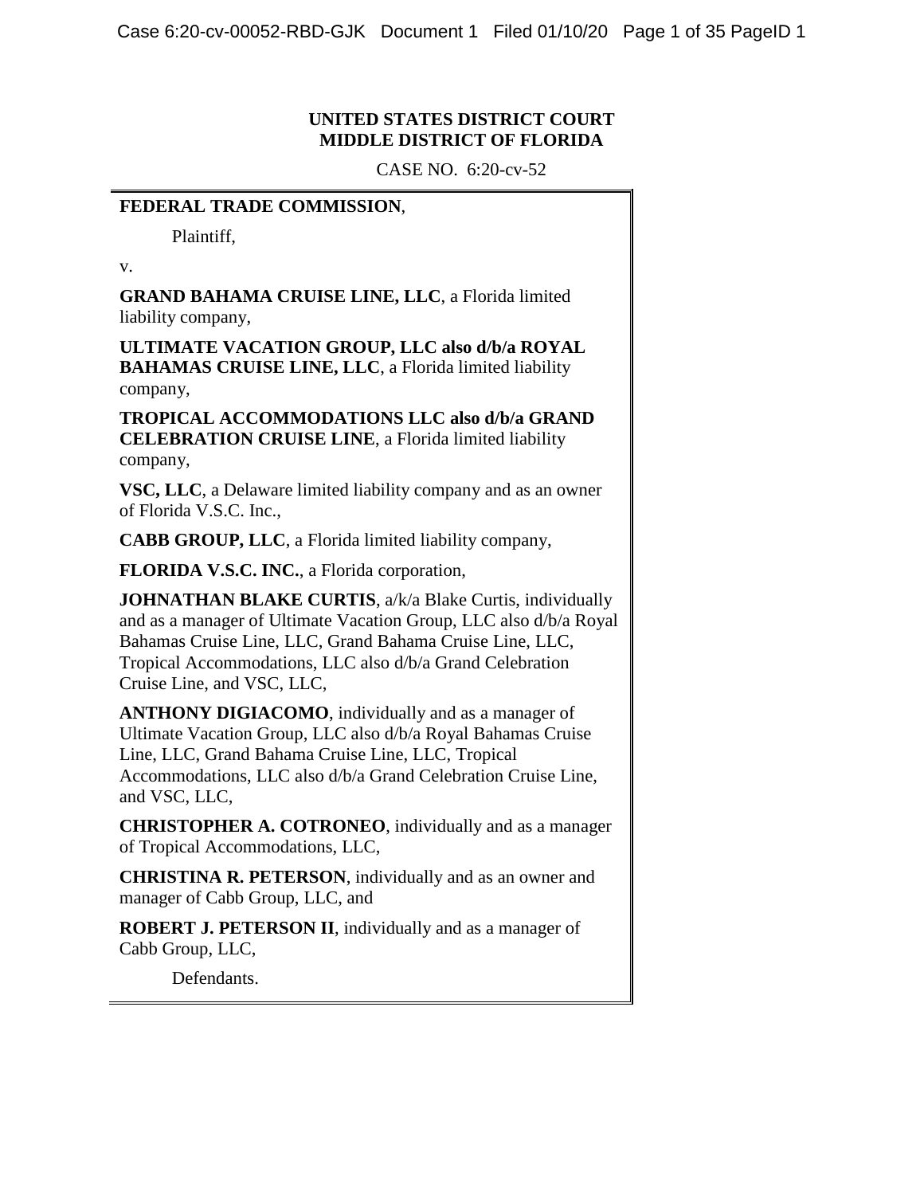**UNITED STATES DISTRICT COURT**
**MIDDLE DISTRICT OF FLORIDA**

CASE NO. 6:20-cv-52

**FEDERAL TRADE COMMISSION**,

Plaintiff,

v.

**GRAND BAHAMA CRUISE LINE, LLC**, a Florida limited liability company,

**ULTIMATE VACATION GROUP, LLC also d/b/a ROYAL BAHAMAS CRUISE LINE, LLC**, a Florida limited liability company,

**TROPICAL ACCOMMODATIONS LLC also d/b/a GRAND CELEBRATION CRUISE LINE**, a Florida limited liability company,

**VSC, LLC**, a Delaware limited liability company and as an owner of Florida V.S.C. Inc.,

**CABB GROUP, LLC**, a Florida limited liability company,

**FLORIDA V.S.C. INC.**, a Florida corporation,

**JOHNATHAN BLAKE CURTIS**, a/k/a Blake Curtis, individually and as a manager of Ultimate Vacation Group, LLC also d/b/a Royal Bahamas Cruise Line, LLC, Grand Bahama Cruise Line, LLC, Tropical Accommodations, LLC also d/b/a Grand Celebration Cruise Line, and VSC, LLC,

**ANTHONY DIGIACOMO**, individually and as a manager of Ultimate Vacation Group, LLC also d/b/a Royal Bahamas Cruise Line, LLC, Grand Bahama Cruise Line, LLC, Tropical Accommodations, LLC also d/b/a Grand Celebration Cruise Line, and VSC, LLC,

**CHRISTOPHER A. COTRONEO**, individually and as a manager of Tropical Accommodations, LLC,

**CHRISTINA R. PETERSON**, individually and as an owner and manager of Cabb Group, LLC, and

**ROBERT J. PETERSON II**, individually and as a manager of Cabb Group, LLC,

Defendants.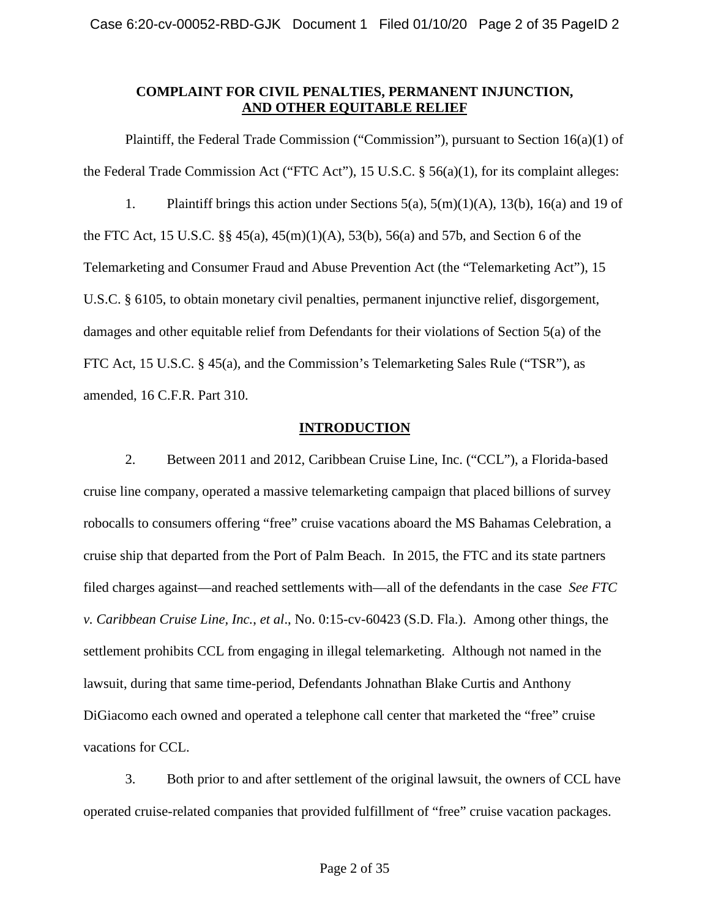## COMPLAINT FOR CIVIL PENALTIES, PERMANENT INJUNCTION, AND OTHER EQUITABLE RELIEF

Plaintiff, the Federal Trade Commission ("Commission"), pursuant to Section 16(a)(1) of the Federal Trade Commission Act ("FTC Act"), 15 U.S.C. § 56(a)(1), for its complaint alleges:

1. Plaintiff brings this action under Sections 5(a), 5(m)(1)(A), 13(b), 16(a) and 19 of the FTC Act, 15 U.S.C. §§ 45(a), 45(m)(1)(A), 53(b), 56(a) and 57b, and Section 6 of the Telemarketing and Consumer Fraud and Abuse Prevention Act (the "Telemarketing Act"), 15 U.S.C. § 6105, to obtain monetary civil penalties, permanent injunctive relief, disgorgement, damages and other equitable relief from Defendants for their violations of Section 5(a) of the FTC Act, 15 U.S.C. § 45(a), and the Commission's Telemarketing Sales Rule ("TSR"), as amended, 16 C.F.R. Part 310.

## INTRODUCTION

2. Between 2011 and 2012, Caribbean Cruise Line, Inc. ("CCL"), a Florida-based cruise line company, operated a massive telemarketing campaign that placed billions of survey robocalls to consumers offering "free" cruise vacations aboard the MS Bahamas Celebration, a cruise ship that departed from the Port of Palm Beach. In 2015, the FTC and its state partners filed charges against—and reached settlements with—all of the defendants in the case *See FTC v. Caribbean Cruise Line, Inc., et al*., No. 0:15-cv-60423 (S.D. Fla.). Among other things, the settlement prohibits CCL from engaging in illegal telemarketing. Although not named in the lawsuit, during that same time-period, Defendants Johnathan Blake Curtis and Anthony DiGiacomo each owned and operated a telephone call center that marketed the "free" cruise vacations for CCL.

3. Both prior to and after settlement of the original lawsuit, the owners of CCL have operated cruise-related companies that provided fulfillment of "free" cruise vacation packages.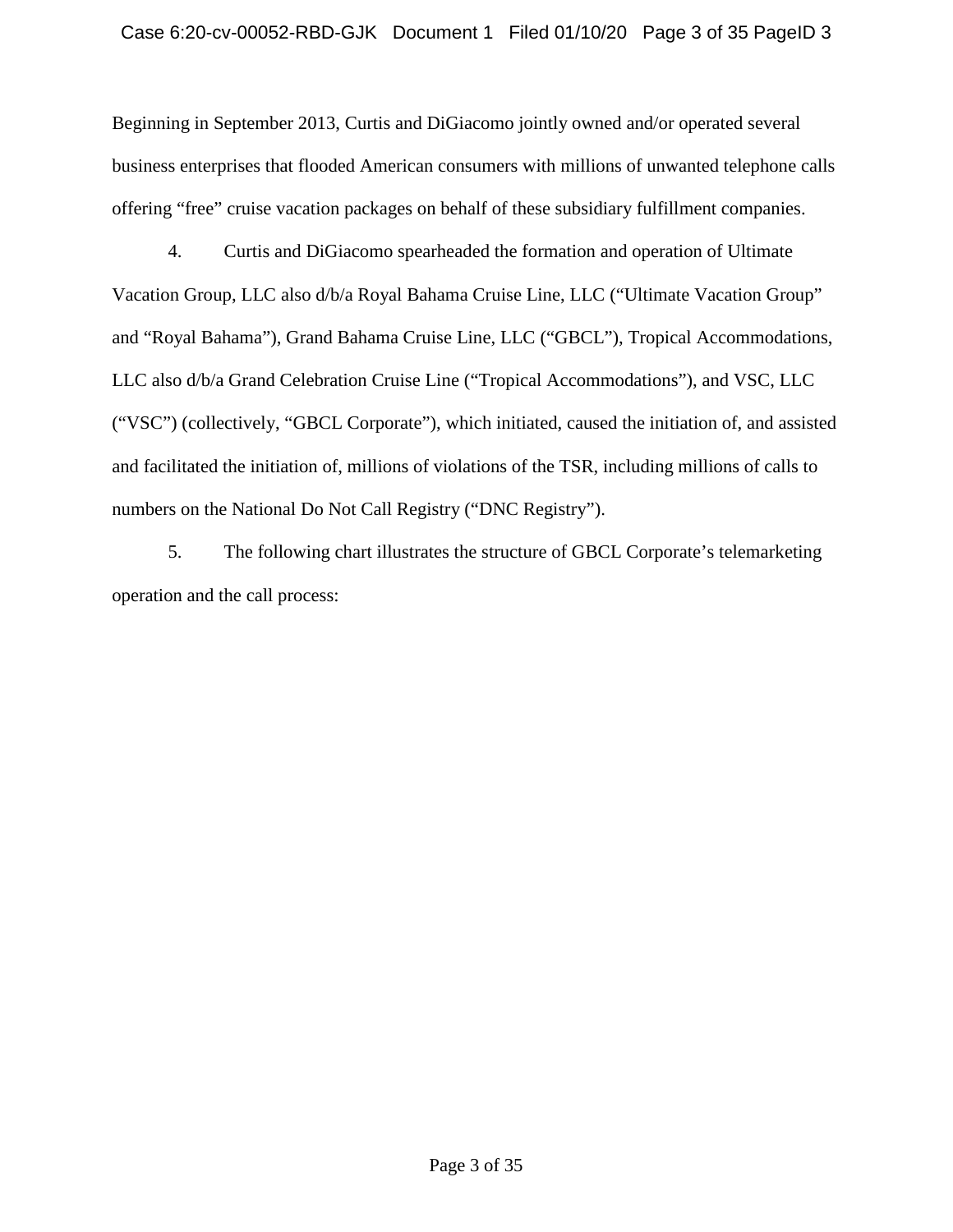Beginning in September 2013, Curtis and DiGiacomo jointly owned and/or operated several business enterprises that flooded American consumers with millions of unwanted telephone calls offering "free" cruise vacation packages on behalf of these subsidiary fulfillment companies.

4. Curtis and DiGiacomo spearheaded the formation and operation of Ultimate Vacation Group, LLC also d/b/a Royal Bahama Cruise Line, LLC ("Ultimate Vacation Group" and "Royal Bahama"), Grand Bahama Cruise Line, LLC ("GBCL"), Tropical Accommodations, LLC also d/b/a Grand Celebration Cruise Line ("Tropical Accommodations"), and VSC, LLC ("VSC") (collectively, "GBCL Corporate"), which initiated, caused the initiation of, and assisted and facilitated the initiation of, millions of violations of the TSR, including millions of calls to numbers on the National Do Not Call Registry ("DNC Registry").

5. The following chart illustrates the structure of GBCL Corporate's telemarketing operation and the call process: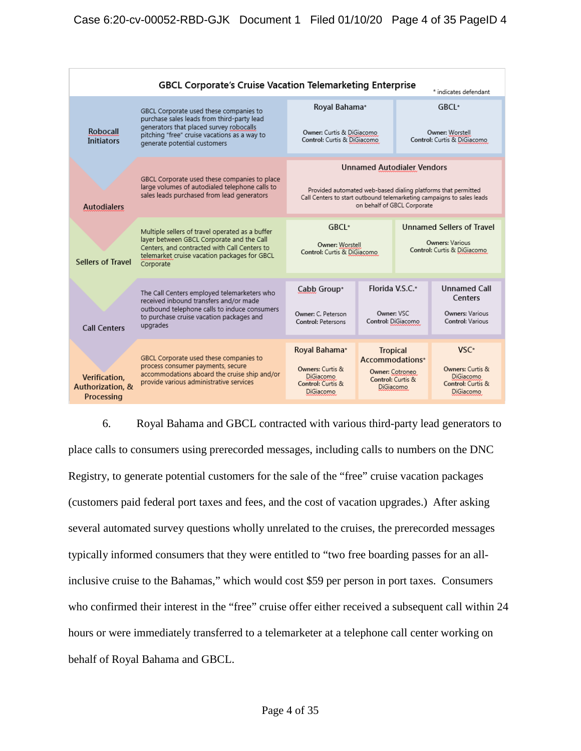**GBCL Corporate's Cruise Vacation Telemarketing Enterprise**

\* indicates defendant

| Stage | Description | Entities | | |
|---|---|---|---|---|
| Robocall Initiators | GBCL Corporate used these companies to purchase sales leads from third-party lead generators that placed survey robocalls pitching "free" cruise vacations as a way to generate potential customers | **Royal Bahama\*** Owner: Curtis & DiGiacomo Control: Curtis & DiGiacomo | **GBCL\*** Owner: Worstell Control: Curtis & DiGiacomo | |
| Autodialers | GBCL Corporate used these companies to place large volumes of autodialed telephone calls to sales leads purchased from lead generators | **Unnamed Autodialer Vendors** Provided automated web-based dialing platforms that permitted Call Centers to start outbound telemarketing campaigns to sales leads on behalf of GBCL Corporate | | |
| Sellers of Travel | Multiple sellers of travel operated as a buffer layer between GBCL Corporate and the Call Centers, and contracted with Call Centers to telemarket cruise vacation packages for GBCL Corporate | **GBCL\*** Owner: Worstell Control: Curtis & DiGiacomo | **Unnamed Sellers of Travel** Owners: Various Control: Curtis & DiGiacomo | |
| Call Centers | The Call Centers employed telemarketers who received inbound transfers and/or made outbound telephone calls to induce consumers to purchase cruise vacation packages and upgrades | **Cabb Group\*** Owner: C. Peterson Control: Petersons | **Florida V.S.C.\*** Owner: VSC Control: DiGiacomo | **Unnamed Call Centers** Owners: Various Control: Various |
| Verification, Authorization, & Processing | GBCL Corporate used these companies to process consumer payments, secure accommodations aboard the cruise ship and/or provide various administrative services | **Royal Bahama\*** Owners: Curtis & DiGiacomo Control: Curtis & DiGiacomo | **Tropical Accommodations\*** Owner: Cotroneo Control: Curtis & DiGiacomo | **VSC\*** Owners: Curtis & DiGiacomo Control: Curtis & DiGiacomo |

6. Royal Bahama and GBCL contracted with various third-party lead generators to place calls to consumers using prerecorded messages, including calls to numbers on the DNC Registry, to generate potential customers for the sale of the "free" cruise vacation packages (customers paid federal port taxes and fees, and the cost of vacation upgrades.) After asking several automated survey questions wholly unrelated to the cruises, the prerecorded messages typically informed consumers that they were entitled to "two free boarding passes for an all-inclusive cruise to the Bahamas," which would cost $59 per person in port taxes. Consumers who confirmed their interest in the "free" cruise offer either received a subsequent call within 24 hours or were immediately transferred to a telemarketer at a telephone call center working on behalf of Royal Bahama and GBCL.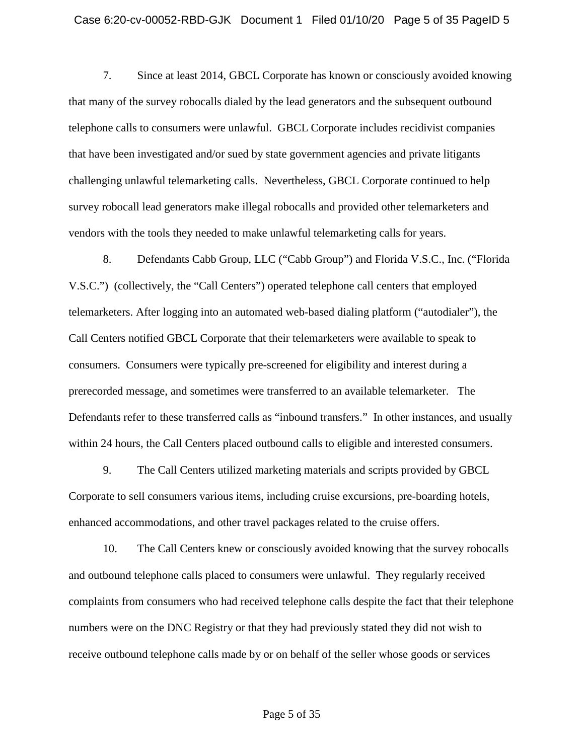7. Since at least 2014, GBCL Corporate has known or consciously avoided knowing that many of the survey robocalls dialed by the lead generators and the subsequent outbound telephone calls to consumers were unlawful. GBCL Corporate includes recidivist companies that have been investigated and/or sued by state government agencies and private litigants challenging unlawful telemarketing calls. Nevertheless, GBCL Corporate continued to help survey robocall lead generators make illegal robocalls and provided other telemarketers and vendors with the tools they needed to make unlawful telemarketing calls for years.

8. Defendants Cabb Group, LLC ("Cabb Group") and Florida V.S.C., Inc. ("Florida V.S.C.") (collectively, the "Call Centers") operated telephone call centers that employed telemarketers. After logging into an automated web-based dialing platform ("autodialer"), the Call Centers notified GBCL Corporate that their telemarketers were available to speak to consumers. Consumers were typically pre-screened for eligibility and interest during a prerecorded message, and sometimes were transferred to an available telemarketer. The Defendants refer to these transferred calls as "inbound transfers." In other instances, and usually within 24 hours, the Call Centers placed outbound calls to eligible and interested consumers.

9. The Call Centers utilized marketing materials and scripts provided by GBCL Corporate to sell consumers various items, including cruise excursions, pre-boarding hotels, enhanced accommodations, and other travel packages related to the cruise offers.

10. The Call Centers knew or consciously avoided knowing that the survey robocalls and outbound telephone calls placed to consumers were unlawful. They regularly received complaints from consumers who had received telephone calls despite the fact that their telephone numbers were on the DNC Registry or that they had previously stated they did not wish to receive outbound telephone calls made by or on behalf of the seller whose goods or services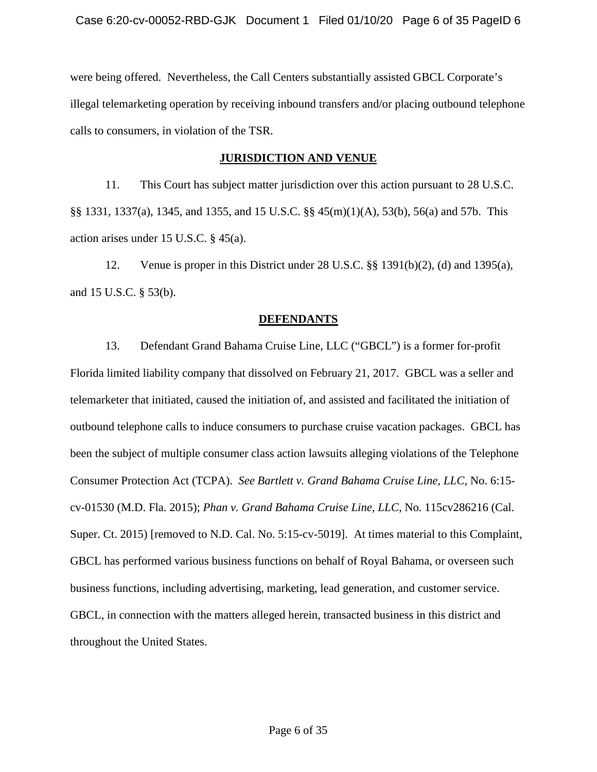were being offered. Nevertheless, the Call Centers substantially assisted GBCL Corporate's illegal telemarketing operation by receiving inbound transfers and/or placing outbound telephone calls to consumers, in violation of the TSR.

## JURISDICTION AND VENUE

11. This Court has subject matter jurisdiction over this action pursuant to 28 U.S.C. §§ 1331, 1337(a), 1345, and 1355, and 15 U.S.C. §§ 45(m)(1)(A), 53(b), 56(a) and 57b. This action arises under 15 U.S.C. § 45(a).

12. Venue is proper in this District under 28 U.S.C. §§ 1391(b)(2), (d) and 1395(a), and 15 U.S.C. § 53(b).

## DEFENDANTS

13. Defendant Grand Bahama Cruise Line, LLC ("GBCL") is a former for-profit Florida limited liability company that dissolved on February 21, 2017. GBCL was a seller and telemarketer that initiated, caused the initiation of, and assisted and facilitated the initiation of outbound telephone calls to induce consumers to purchase cruise vacation packages. GBCL has been the subject of multiple consumer class action lawsuits alleging violations of the Telephone Consumer Protection Act (TCPA). *See Bartlett v. Grand Bahama Cruise Line, LLC*, No. 6:15-cv-01530 (M.D. Fla. 2015); *Phan v. Grand Bahama Cruise Line, LLC*, No. 115cv286216 (Cal. Super. Ct. 2015) [removed to N.D. Cal. No. 5:15-cv-5019]. At times material to this Complaint, GBCL has performed various business functions on behalf of Royal Bahama, or overseen such business functions, including advertising, marketing, lead generation, and customer service. GBCL, in connection with the matters alleged herein, transacted business in this district and throughout the United States.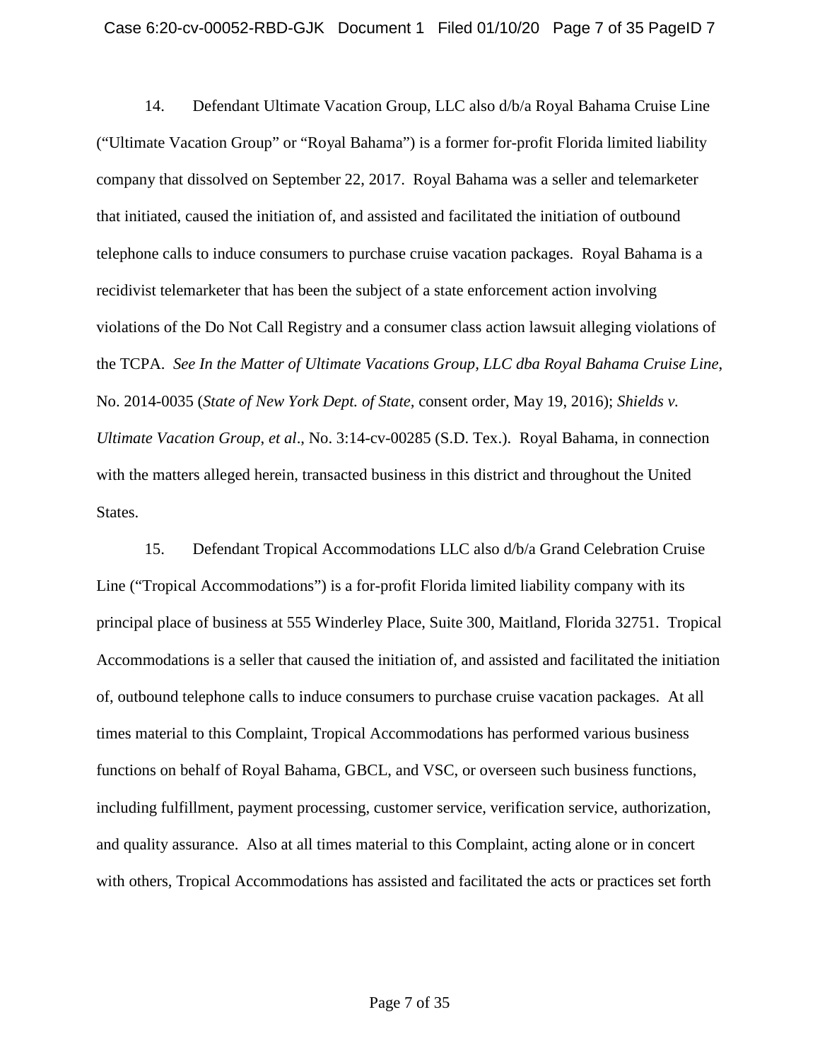14. Defendant Ultimate Vacation Group, LLC also d/b/a Royal Bahama Cruise Line ("Ultimate Vacation Group" or "Royal Bahama") is a former for-profit Florida limited liability company that dissolved on September 22, 2017. Royal Bahama was a seller and telemarketer that initiated, caused the initiation of, and assisted and facilitated the initiation of outbound telephone calls to induce consumers to purchase cruise vacation packages. Royal Bahama is a recidivist telemarketer that has been the subject of a state enforcement action involving violations of the Do Not Call Registry and a consumer class action lawsuit alleging violations of the TCPA. *See In the Matter of Ultimate Vacations Group, LLC dba Royal Bahama Cruise Line*, No. 2014-0035 (*State of New York Dept. of State*, consent order, May 19, 2016); *Shields v. Ultimate Vacation Group, et al*., No. 3:14-cv-00285 (S.D. Tex.). Royal Bahama, in connection with the matters alleged herein, transacted business in this district and throughout the United States.

15. Defendant Tropical Accommodations LLC also d/b/a Grand Celebration Cruise Line ("Tropical Accommodations") is a for-profit Florida limited liability company with its principal place of business at 555 Winderley Place, Suite 300, Maitland, Florida 32751. Tropical Accommodations is a seller that caused the initiation of, and assisted and facilitated the initiation of, outbound telephone calls to induce consumers to purchase cruise vacation packages. At all times material to this Complaint, Tropical Accommodations has performed various business functions on behalf of Royal Bahama, GBCL, and VSC, or overseen such business functions, including fulfillment, payment processing, customer service, verification service, authorization, and quality assurance. Also at all times material to this Complaint, acting alone or in concert with others, Tropical Accommodations has assisted and facilitated the acts or practices set forth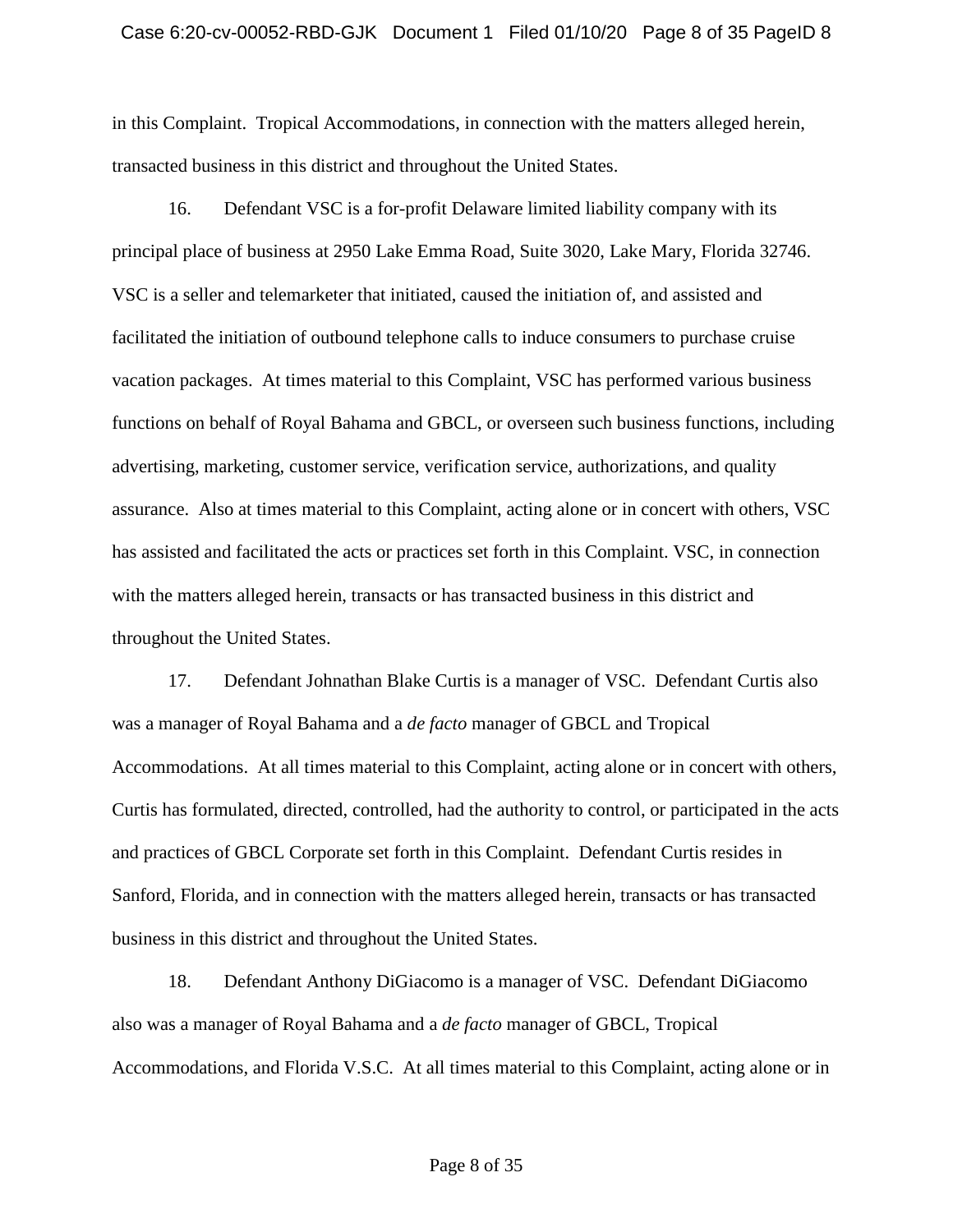in this Complaint. Tropical Accommodations, in connection with the matters alleged herein, transacted business in this district and throughout the United States.

16. Defendant VSC is a for-profit Delaware limited liability company with its principal place of business at 2950 Lake Emma Road, Suite 3020, Lake Mary, Florida 32746. VSC is a seller and telemarketer that initiated, caused the initiation of, and assisted and facilitated the initiation of outbound telephone calls to induce consumers to purchase cruise vacation packages. At times material to this Complaint, VSC has performed various business functions on behalf of Royal Bahama and GBCL, or overseen such business functions, including advertising, marketing, customer service, verification service, authorizations, and quality assurance. Also at times material to this Complaint, acting alone or in concert with others, VSC has assisted and facilitated the acts or practices set forth in this Complaint. VSC, in connection with the matters alleged herein, transacts or has transacted business in this district and throughout the United States.

17. Defendant Johnathan Blake Curtis is a manager of VSC. Defendant Curtis also was a manager of Royal Bahama and a *de facto* manager of GBCL and Tropical Accommodations. At all times material to this Complaint, acting alone or in concert with others, Curtis has formulated, directed, controlled, had the authority to control, or participated in the acts and practices of GBCL Corporate set forth in this Complaint. Defendant Curtis resides in Sanford, Florida, and in connection with the matters alleged herein, transacts or has transacted business in this district and throughout the United States.

18. Defendant Anthony DiGiacomo is a manager of VSC. Defendant DiGiacomo also was a manager of Royal Bahama and a *de facto* manager of GBCL, Tropical Accommodations, and Florida V.S.C. At all times material to this Complaint, acting alone or in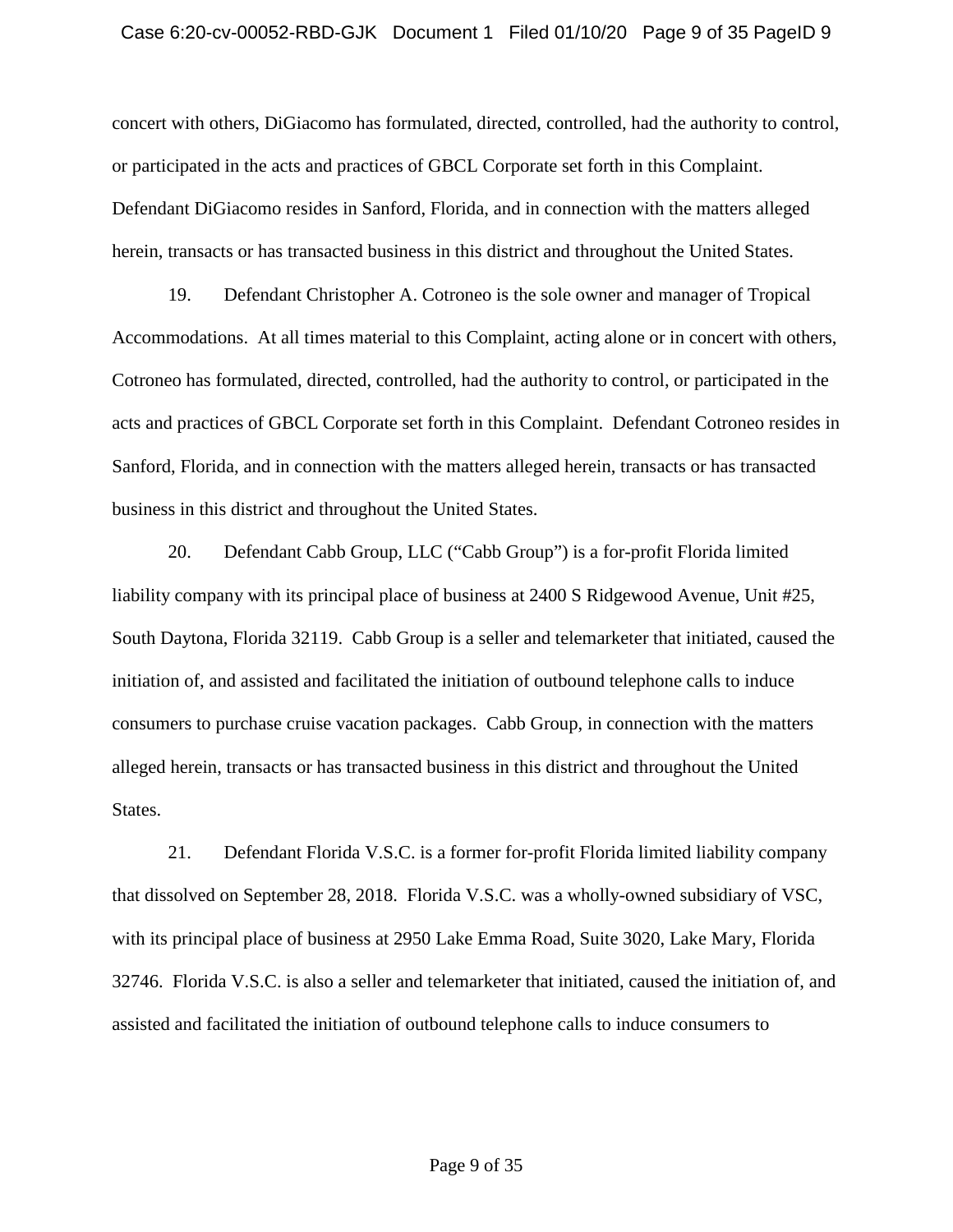concert with others, DiGiacomo has formulated, directed, controlled, had the authority to control, or participated in the acts and practices of GBCL Corporate set forth in this Complaint. Defendant DiGiacomo resides in Sanford, Florida, and in connection with the matters alleged herein, transacts or has transacted business in this district and throughout the United States.

19. Defendant Christopher A. Cotroneo is the sole owner and manager of Tropical Accommodations. At all times material to this Complaint, acting alone or in concert with others, Cotroneo has formulated, directed, controlled, had the authority to control, or participated in the acts and practices of GBCL Corporate set forth in this Complaint. Defendant Cotroneo resides in Sanford, Florida, and in connection with the matters alleged herein, transacts or has transacted business in this district and throughout the United States.

20. Defendant Cabb Group, LLC ("Cabb Group") is a for-profit Florida limited liability company with its principal place of business at 2400 S Ridgewood Avenue, Unit #25, South Daytona, Florida 32119. Cabb Group is a seller and telemarketer that initiated, caused the initiation of, and assisted and facilitated the initiation of outbound telephone calls to induce consumers to purchase cruise vacation packages. Cabb Group, in connection with the matters alleged herein, transacts or has transacted business in this district and throughout the United States.

21. Defendant Florida V.S.C. is a former for-profit Florida limited liability company that dissolved on September 28, 2018. Florida V.S.C. was a wholly-owned subsidiary of VSC, with its principal place of business at 2950 Lake Emma Road, Suite 3020, Lake Mary, Florida 32746. Florida V.S.C. is also a seller and telemarketer that initiated, caused the initiation of, and assisted and facilitated the initiation of outbound telephone calls to induce consumers to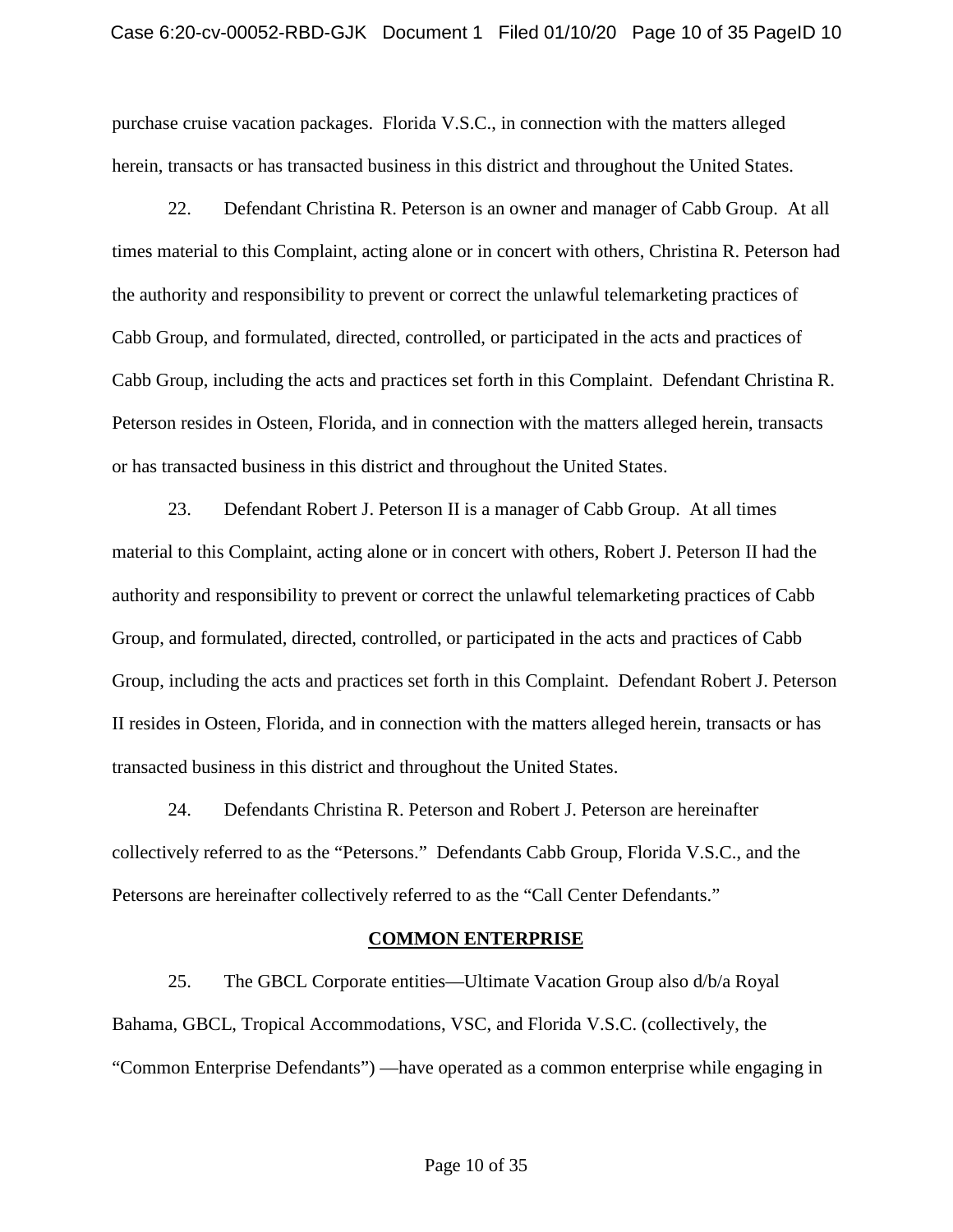purchase cruise vacation packages. Florida V.S.C., in connection with the matters alleged herein, transacts or has transacted business in this district and throughout the United States.

22. Defendant Christina R. Peterson is an owner and manager of Cabb Group. At all times material to this Complaint, acting alone or in concert with others, Christina R. Peterson had the authority and responsibility to prevent or correct the unlawful telemarketing practices of Cabb Group, and formulated, directed, controlled, or participated in the acts and practices of Cabb Group, including the acts and practices set forth in this Complaint. Defendant Christina R. Peterson resides in Osteen, Florida, and in connection with the matters alleged herein, transacts or has transacted business in this district and throughout the United States.

23. Defendant Robert J. Peterson II is a manager of Cabb Group. At all times material to this Complaint, acting alone or in concert with others, Robert J. Peterson II had the authority and responsibility to prevent or correct the unlawful telemarketing practices of Cabb Group, and formulated, directed, controlled, or participated in the acts and practices of Cabb Group, including the acts and practices set forth in this Complaint. Defendant Robert J. Peterson II resides in Osteen, Florida, and in connection with the matters alleged herein, transacts or has transacted business in this district and throughout the United States.

24. Defendants Christina R. Peterson and Robert J. Peterson are hereinafter collectively referred to as the "Petersons." Defendants Cabb Group, Florida V.S.C., and the Petersons are hereinafter collectively referred to as the "Call Center Defendants."

## COMMON ENTERPRISE

25. The GBCL Corporate entities—Ultimate Vacation Group also d/b/a Royal Bahama, GBCL, Tropical Accommodations, VSC, and Florida V.S.C. (collectively, the "Common Enterprise Defendants") —have operated as a common enterprise while engaging in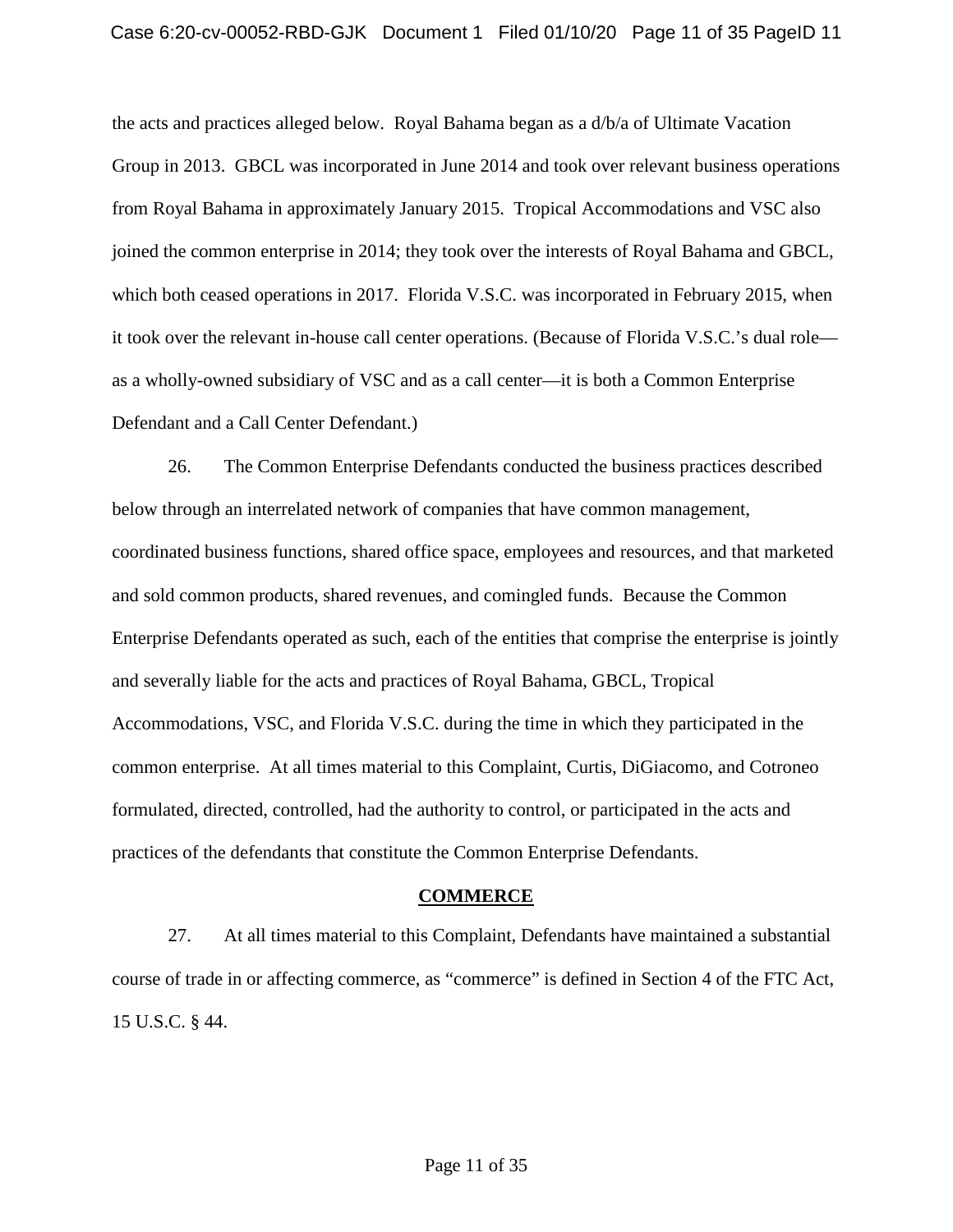the acts and practices alleged below. Royal Bahama began as a d/b/a of Ultimate Vacation Group in 2013. GBCL was incorporated in June 2014 and took over relevant business operations from Royal Bahama in approximately January 2015. Tropical Accommodations and VSC also joined the common enterprise in 2014; they took over the interests of Royal Bahama and GBCL, which both ceased operations in 2017. Florida V.S.C. was incorporated in February 2015, when it took over the relevant in-house call center operations. (Because of Florida V.S.C.'s dual role—as a wholly-owned subsidiary of VSC and as a call center—it is both a Common Enterprise Defendant and a Call Center Defendant.)

26. The Common Enterprise Defendants conducted the business practices described below through an interrelated network of companies that have common management, coordinated business functions, shared office space, employees and resources, and that marketed and sold common products, shared revenues, and comingled funds. Because the Common Enterprise Defendants operated as such, each of the entities that comprise the enterprise is jointly and severally liable for the acts and practices of Royal Bahama, GBCL, Tropical Accommodations, VSC, and Florida V.S.C. during the time in which they participated in the common enterprise. At all times material to this Complaint, Curtis, DiGiacomo, and Cotroneo formulated, directed, controlled, had the authority to control, or participated in the acts and practices of the defendants that constitute the Common Enterprise Defendants.

## COMMERCE

27. At all times material to this Complaint, Defendants have maintained a substantial course of trade in or affecting commerce, as "commerce" is defined in Section 4 of the FTC Act, 15 U.S.C. § 44.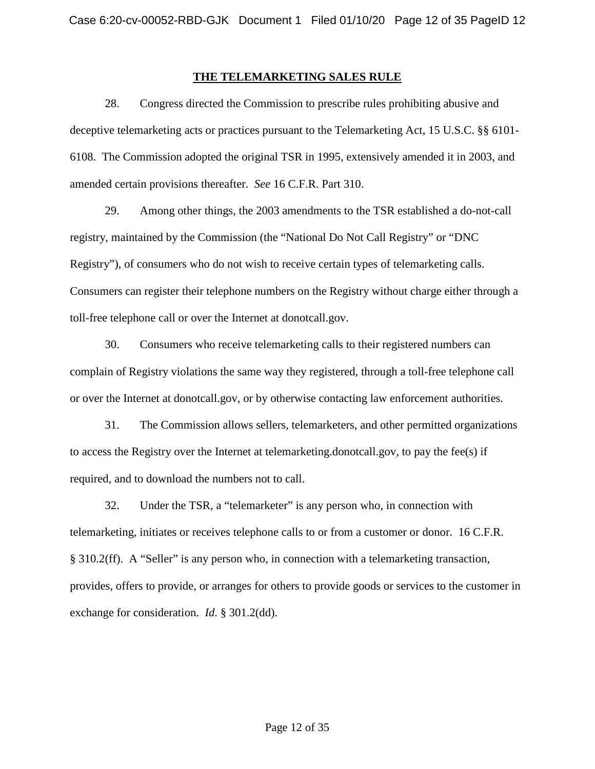## THE TELEMARKETING SALES RULE

28. Congress directed the Commission to prescribe rules prohibiting abusive and deceptive telemarketing acts or practices pursuant to the Telemarketing Act, 15 U.S.C. §§ 6101-6108. The Commission adopted the original TSR in 1995, extensively amended it in 2003, and amended certain provisions thereafter. *See* 16 C.F.R. Part 310.

29. Among other things, the 2003 amendments to the TSR established a do-not-call registry, maintained by the Commission (the "National Do Not Call Registry" or "DNC Registry"), of consumers who do not wish to receive certain types of telemarketing calls. Consumers can register their telephone numbers on the Registry without charge either through a toll-free telephone call or over the Internet at donotcall.gov.

30. Consumers who receive telemarketing calls to their registered numbers can complain of Registry violations the same way they registered, through a toll-free telephone call or over the Internet at donotcall.gov, or by otherwise contacting law enforcement authorities.

31. The Commission allows sellers, telemarketers, and other permitted organizations to access the Registry over the Internet at telemarketing.donotcall.gov, to pay the fee(s) if required, and to download the numbers not to call.

32. Under the TSR, a "telemarketer" is any person who, in connection with telemarketing, initiates or receives telephone calls to or from a customer or donor. 16 C.F.R. § 310.2(ff). A "Seller" is any person who, in connection with a telemarketing transaction, provides, offers to provide, or arranges for others to provide goods or services to the customer in exchange for consideration. *Id.* § 301.2(dd).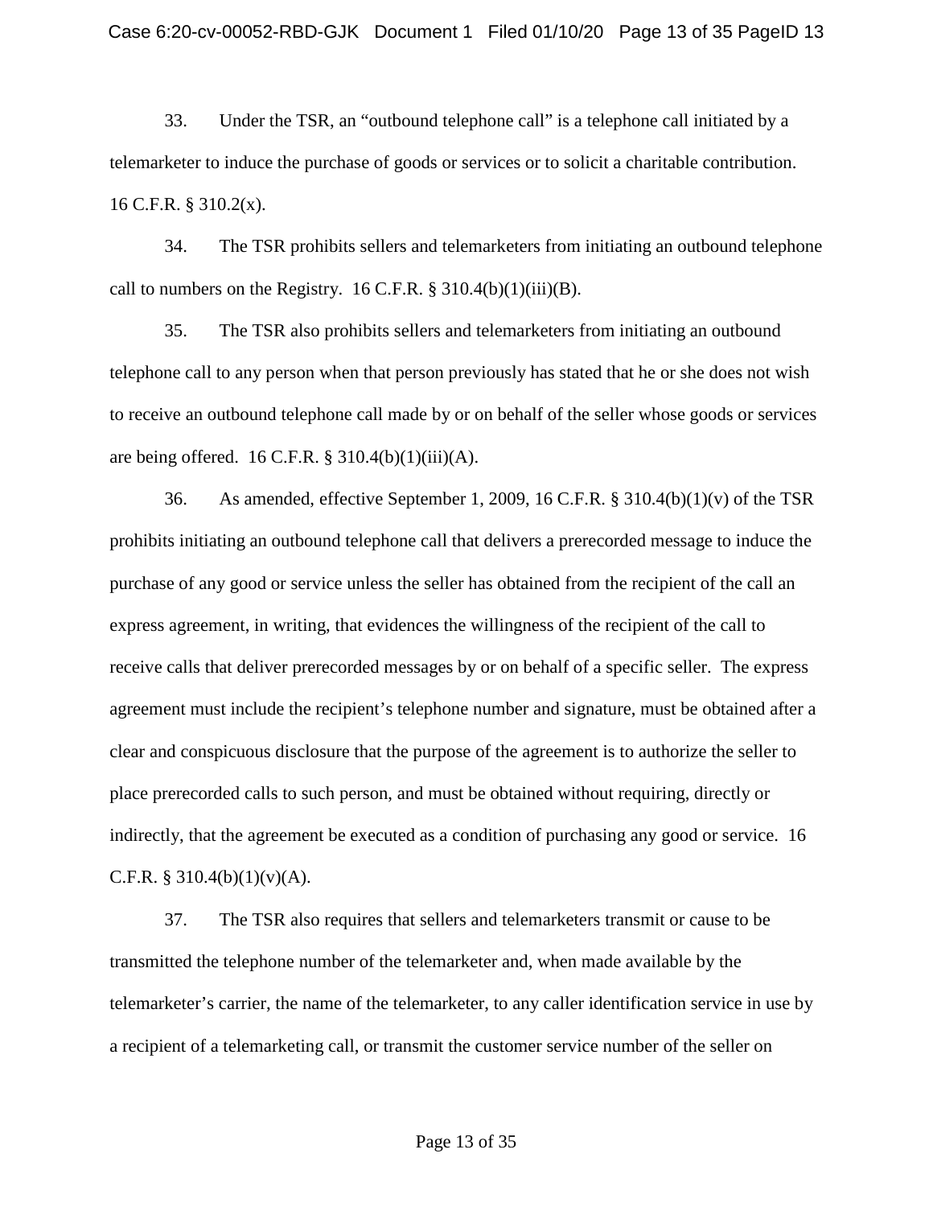33. Under the TSR, an "outbound telephone call" is a telephone call initiated by a telemarketer to induce the purchase of goods or services or to solicit a charitable contribution. 16 C.F.R. § 310.2(x).

34. The TSR prohibits sellers and telemarketers from initiating an outbound telephone call to numbers on the Registry. 16 C.F.R. § 310.4(b)(1)(iii)(B).

35. The TSR also prohibits sellers and telemarketers from initiating an outbound telephone call to any person when that person previously has stated that he or she does not wish to receive an outbound telephone call made by or on behalf of the seller whose goods or services are being offered. 16 C.F.R. § 310.4(b)(1)(iii)(A).

36. As amended, effective September 1, 2009, 16 C.F.R. § 310.4(b)(1)(v) of the TSR prohibits initiating an outbound telephone call that delivers a prerecorded message to induce the purchase of any good or service unless the seller has obtained from the recipient of the call an express agreement, in writing, that evidences the willingness of the recipient of the call to receive calls that deliver prerecorded messages by or on behalf of a specific seller. The express agreement must include the recipient's telephone number and signature, must be obtained after a clear and conspicuous disclosure that the purpose of the agreement is to authorize the seller to place prerecorded calls to such person, and must be obtained without requiring, directly or indirectly, that the agreement be executed as a condition of purchasing any good or service. 16 C.F.R. § 310.4(b)(1)(v)(A).

37. The TSR also requires that sellers and telemarketers transmit or cause to be transmitted the telephone number of the telemarketer and, when made available by the telemarketer's carrier, the name of the telemarketer, to any caller identification service in use by a recipient of a telemarketing call, or transmit the customer service number of the seller on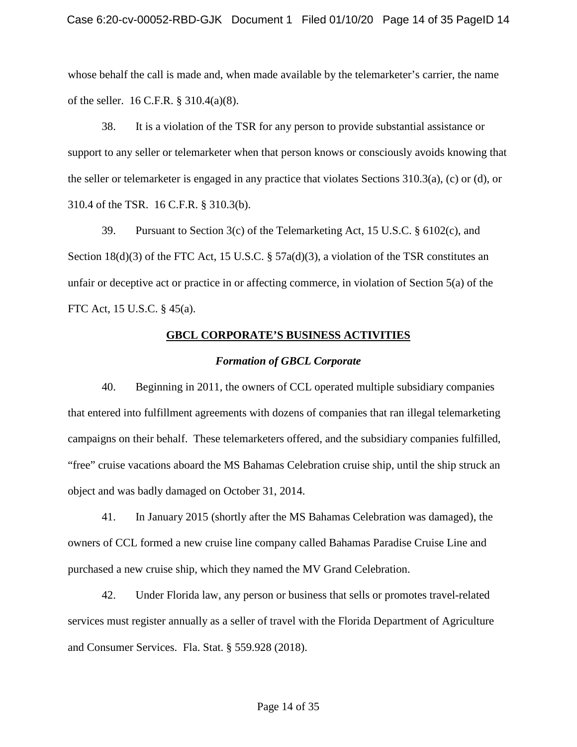whose behalf the call is made and, when made available by the telemarketer's carrier, the name of the seller. 16 C.F.R. § 310.4(a)(8).

38. It is a violation of the TSR for any person to provide substantial assistance or support to any seller or telemarketer when that person knows or consciously avoids knowing that the seller or telemarketer is engaged in any practice that violates Sections 310.3(a), (c) or (d), or 310.4 of the TSR. 16 C.F.R. § 310.3(b).

39. Pursuant to Section 3(c) of the Telemarketing Act, 15 U.S.C. § 6102(c), and Section 18(d)(3) of the FTC Act, 15 U.S.C. § 57a(d)(3), a violation of the TSR constitutes an unfair or deceptive act or practice in or affecting commerce, in violation of Section 5(a) of the FTC Act, 15 U.S.C. § 45(a).

## GBCL CORPORATE'S BUSINESS ACTIVITIES

### *Formation of GBCL Corporate*

40. Beginning in 2011, the owners of CCL operated multiple subsidiary companies that entered into fulfillment agreements with dozens of companies that ran illegal telemarketing campaigns on their behalf. These telemarketers offered, and the subsidiary companies fulfilled, "free" cruise vacations aboard the MS Bahamas Celebration cruise ship, until the ship struck an object and was badly damaged on October 31, 2014.

41. In January 2015 (shortly after the MS Bahamas Celebration was damaged), the owners of CCL formed a new cruise line company called Bahamas Paradise Cruise Line and purchased a new cruise ship, which they named the MV Grand Celebration.

42. Under Florida law, any person or business that sells or promotes travel-related services must register annually as a seller of travel with the Florida Department of Agriculture and Consumer Services. Fla. Stat. § 559.928 (2018).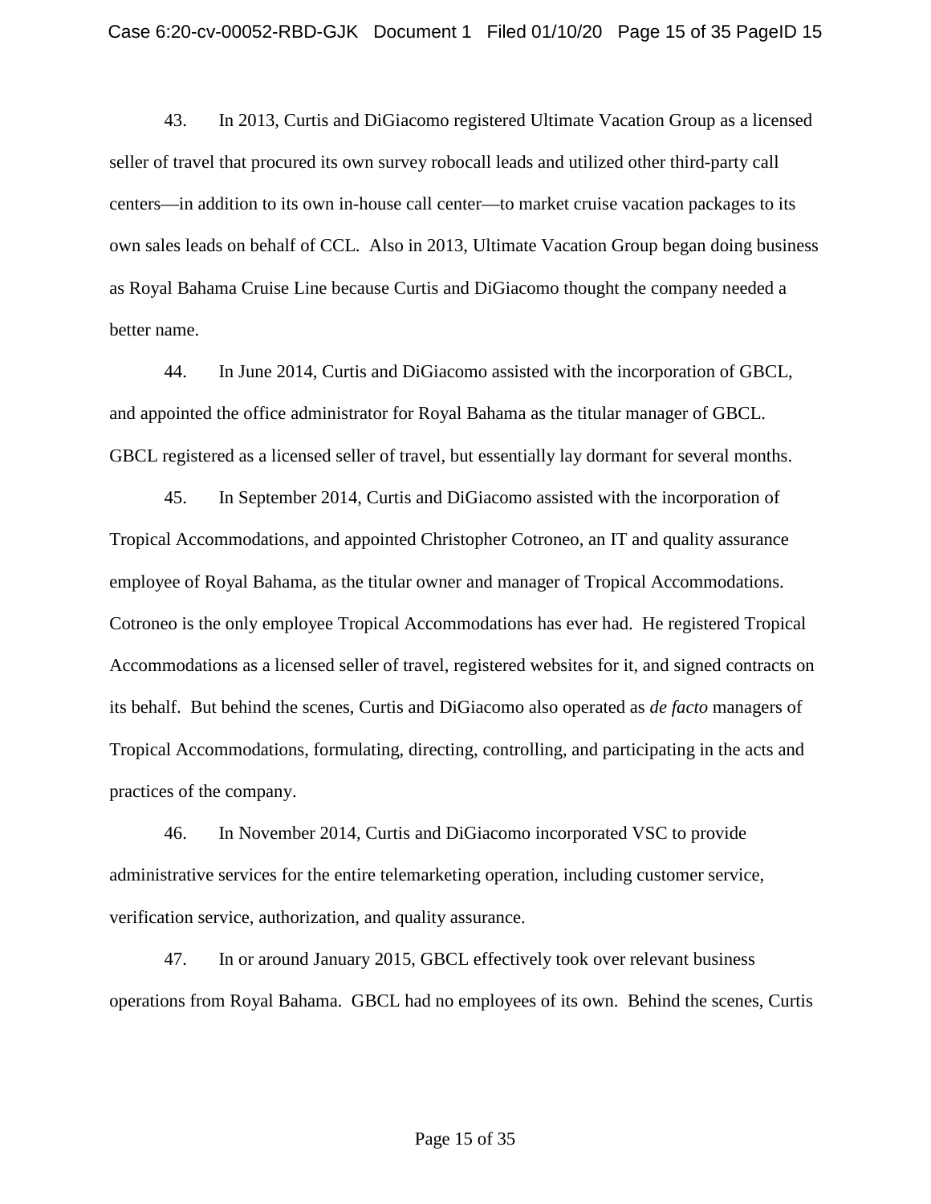43. In 2013, Curtis and DiGiacomo registered Ultimate Vacation Group as a licensed seller of travel that procured its own survey robocall leads and utilized other third-party call centers—in addition to its own in-house call center—to market cruise vacation packages to its own sales leads on behalf of CCL. Also in 2013, Ultimate Vacation Group began doing business as Royal Bahama Cruise Line because Curtis and DiGiacomo thought the company needed a better name.

44. In June 2014, Curtis and DiGiacomo assisted with the incorporation of GBCL, and appointed the office administrator for Royal Bahama as the titular manager of GBCL. GBCL registered as a licensed seller of travel, but essentially lay dormant for several months.

45. In September 2014, Curtis and DiGiacomo assisted with the incorporation of Tropical Accommodations, and appointed Christopher Cotroneo, an IT and quality assurance employee of Royal Bahama, as the titular owner and manager of Tropical Accommodations. Cotroneo is the only employee Tropical Accommodations has ever had. He registered Tropical Accommodations as a licensed seller of travel, registered websites for it, and signed contracts on its behalf. But behind the scenes, Curtis and DiGiacomo also operated as *de facto* managers of Tropical Accommodations, formulating, directing, controlling, and participating in the acts and practices of the company.

46. In November 2014, Curtis and DiGiacomo incorporated VSC to provide administrative services for the entire telemarketing operation, including customer service, verification service, authorization, and quality assurance.

47. In or around January 2015, GBCL effectively took over relevant business operations from Royal Bahama. GBCL had no employees of its own. Behind the scenes, Curtis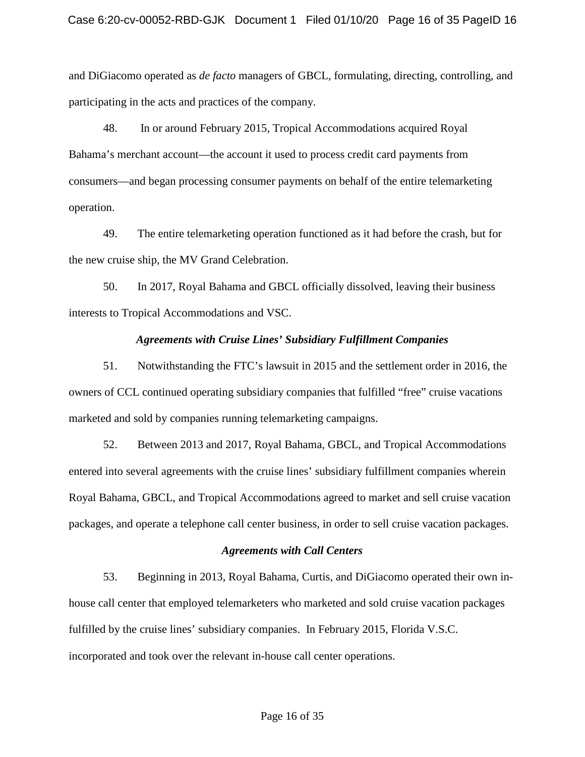and DiGiacomo operated as *de facto* managers of GBCL, formulating, directing, controlling, and participating in the acts and practices of the company.

48. In or around February 2015, Tropical Accommodations acquired Royal Bahama's merchant account—the account it used to process credit card payments from consumers—and began processing consumer payments on behalf of the entire telemarketing operation.

49. The entire telemarketing operation functioned as it had before the crash, but for the new cruise ship, the MV Grand Celebration.

50. In 2017, Royal Bahama and GBCL officially dissolved, leaving their business interests to Tropical Accommodations and VSC.

### *Agreements with Cruise Lines' Subsidiary Fulfillment Companies*

51. Notwithstanding the FTC's lawsuit in 2015 and the settlement order in 2016, the owners of CCL continued operating subsidiary companies that fulfilled "free" cruise vacations marketed and sold by companies running telemarketing campaigns.

52. Between 2013 and 2017, Royal Bahama, GBCL, and Tropical Accommodations entered into several agreements with the cruise lines' subsidiary fulfillment companies wherein Royal Bahama, GBCL, and Tropical Accommodations agreed to market and sell cruise vacation packages, and operate a telephone call center business, in order to sell cruise vacation packages.

### *Agreements with Call Centers*

53. Beginning in 2013, Royal Bahama, Curtis, and DiGiacomo operated their own in-house call center that employed telemarketers who marketed and sold cruise vacation packages fulfilled by the cruise lines' subsidiary companies. In February 2015, Florida V.S.C. incorporated and took over the relevant in-house call center operations.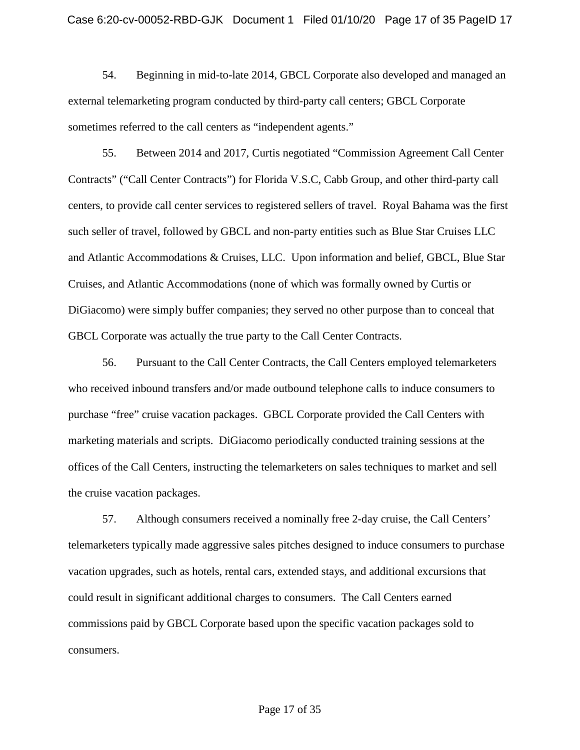54. Beginning in mid-to-late 2014, GBCL Corporate also developed and managed an external telemarketing program conducted by third-party call centers; GBCL Corporate sometimes referred to the call centers as "independent agents."

55. Between 2014 and 2017, Curtis negotiated "Commission Agreement Call Center Contracts" ("Call Center Contracts") for Florida V.S.C, Cabb Group, and other third-party call centers, to provide call center services to registered sellers of travel. Royal Bahama was the first such seller of travel, followed by GBCL and non-party entities such as Blue Star Cruises LLC and Atlantic Accommodations & Cruises, LLC. Upon information and belief, GBCL, Blue Star Cruises, and Atlantic Accommodations (none of which was formally owned by Curtis or DiGiacomo) were simply buffer companies; they served no other purpose than to conceal that GBCL Corporate was actually the true party to the Call Center Contracts.

56. Pursuant to the Call Center Contracts, the Call Centers employed telemarketers who received inbound transfers and/or made outbound telephone calls to induce consumers to purchase "free" cruise vacation packages. GBCL Corporate provided the Call Centers with marketing materials and scripts. DiGiacomo periodically conducted training sessions at the offices of the Call Centers, instructing the telemarketers on sales techniques to market and sell the cruise vacation packages.

57. Although consumers received a nominally free 2-day cruise, the Call Centers' telemarketers typically made aggressive sales pitches designed to induce consumers to purchase vacation upgrades, such as hotels, rental cars, extended stays, and additional excursions that could result in significant additional charges to consumers. The Call Centers earned commissions paid by GBCL Corporate based upon the specific vacation packages sold to consumers.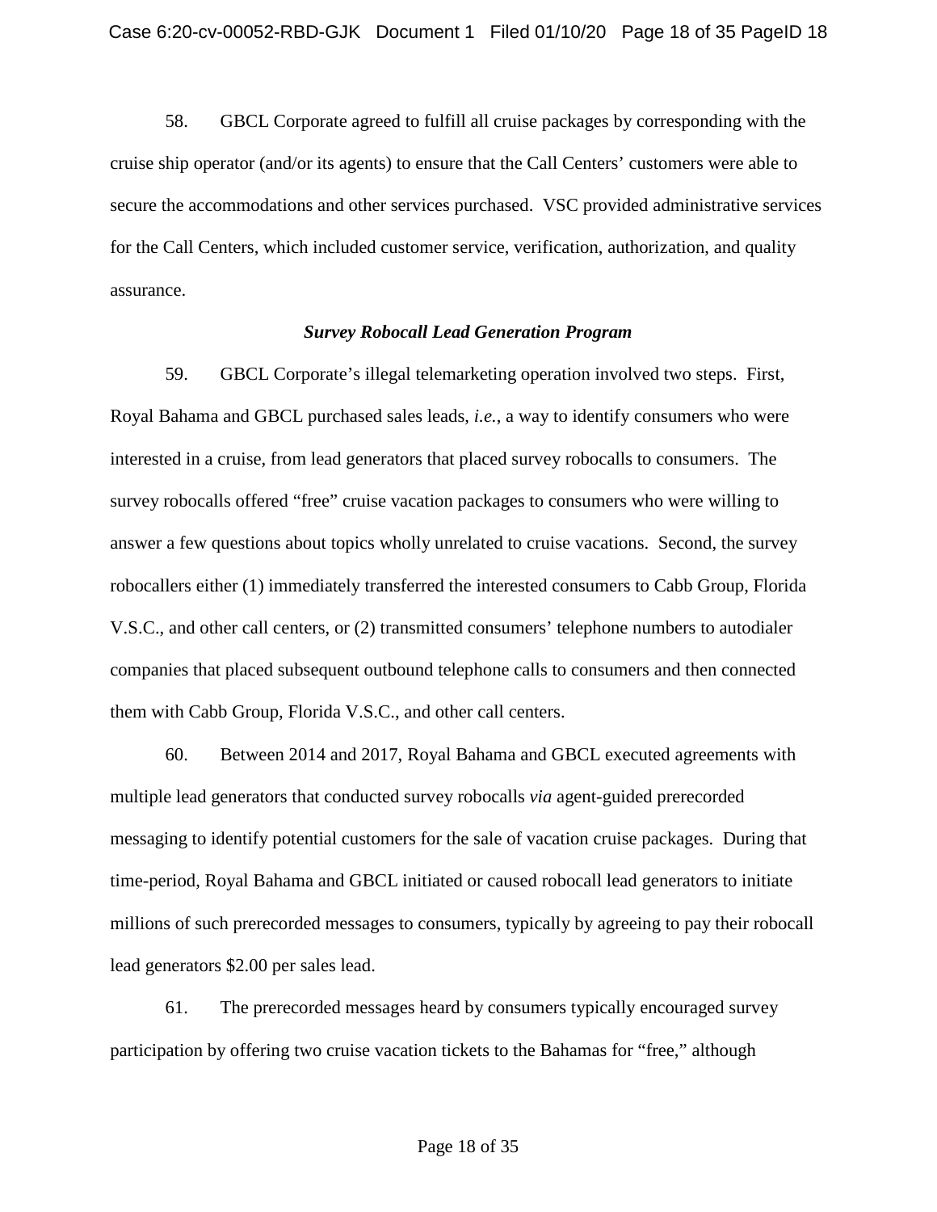58. GBCL Corporate agreed to fulfill all cruise packages by corresponding with the cruise ship operator (and/or its agents) to ensure that the Call Centers' customers were able to secure the accommodations and other services purchased. VSC provided administrative services for the Call Centers, which included customer service, verification, authorization, and quality assurance.

### *Survey Robocall Lead Generation Program*

59. GBCL Corporate's illegal telemarketing operation involved two steps. First, Royal Bahama and GBCL purchased sales leads, *i.e.*, a way to identify consumers who were interested in a cruise, from lead generators that placed survey robocalls to consumers. The survey robocalls offered "free" cruise vacation packages to consumers who were willing to answer a few questions about topics wholly unrelated to cruise vacations. Second, the survey robocallers either (1) immediately transferred the interested consumers to Cabb Group, Florida V.S.C., and other call centers, or (2) transmitted consumers' telephone numbers to autodialer companies that placed subsequent outbound telephone calls to consumers and then connected them with Cabb Group, Florida V.S.C., and other call centers.

60. Between 2014 and 2017, Royal Bahama and GBCL executed agreements with multiple lead generators that conducted survey robocalls *via* agent-guided prerecorded messaging to identify potential customers for the sale of vacation cruise packages. During that time-period, Royal Bahama and GBCL initiated or caused robocall lead generators to initiate millions of such prerecorded messages to consumers, typically by agreeing to pay their robocall lead generators $2.00 per sales lead.

61. The prerecorded messages heard by consumers typically encouraged survey participation by offering two cruise vacation tickets to the Bahamas for "free," although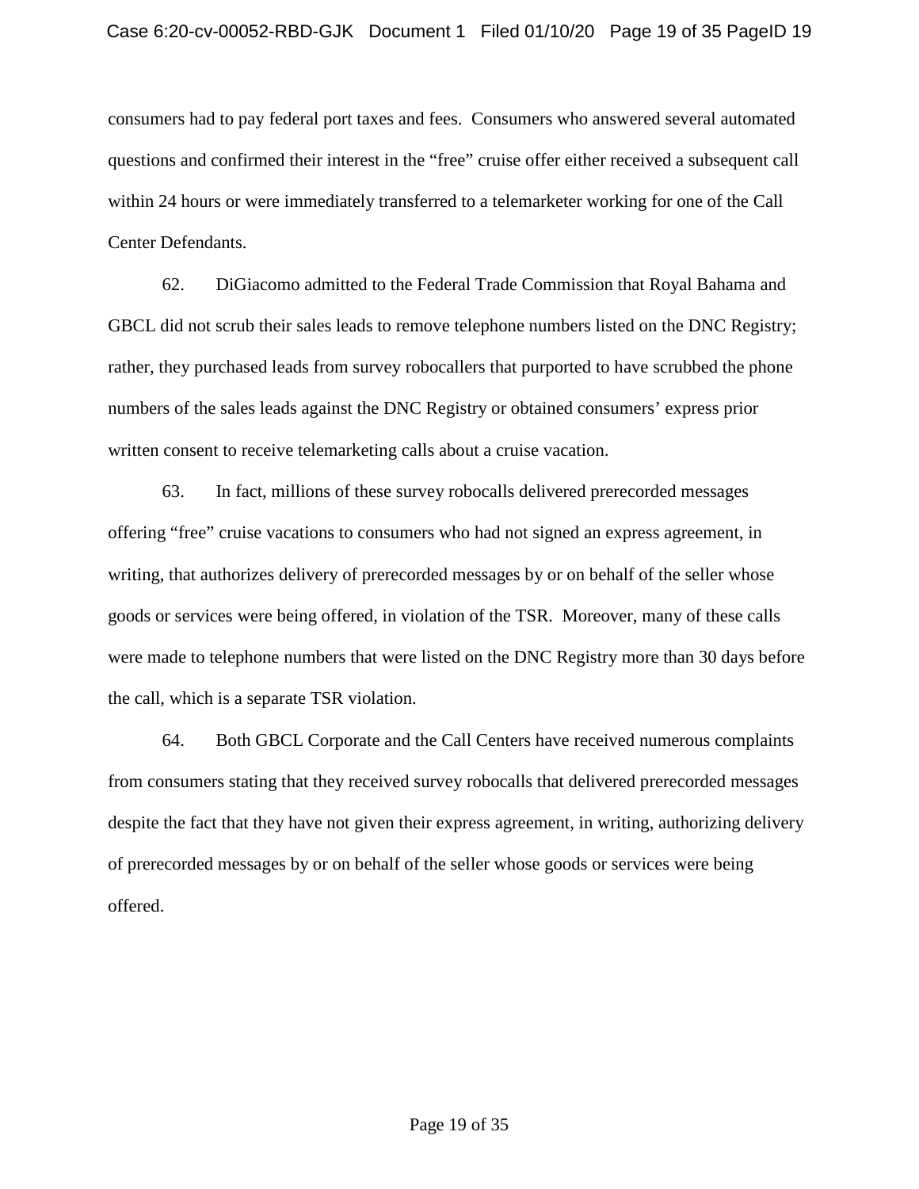consumers had to pay federal port taxes and fees. Consumers who answered several automated questions and confirmed their interest in the "free" cruise offer either received a subsequent call within 24 hours or were immediately transferred to a telemarketer working for one of the Call Center Defendants.

62. DiGiacomo admitted to the Federal Trade Commission that Royal Bahama and GBCL did not scrub their sales leads to remove telephone numbers listed on the DNC Registry; rather, they purchased leads from survey robocallers that purported to have scrubbed the phone numbers of the sales leads against the DNC Registry or obtained consumers' express prior written consent to receive telemarketing calls about a cruise vacation.

63. In fact, millions of these survey robocalls delivered prerecorded messages offering "free" cruise vacations to consumers who had not signed an express agreement, in writing, that authorizes delivery of prerecorded messages by or on behalf of the seller whose goods or services were being offered, in violation of the TSR. Moreover, many of these calls were made to telephone numbers that were listed on the DNC Registry more than 30 days before the call, which is a separate TSR violation.

64. Both GBCL Corporate and the Call Centers have received numerous complaints from consumers stating that they received survey robocalls that delivered prerecorded messages despite the fact that they have not given their express agreement, in writing, authorizing delivery of prerecorded messages by or on behalf of the seller whose goods or services were being offered.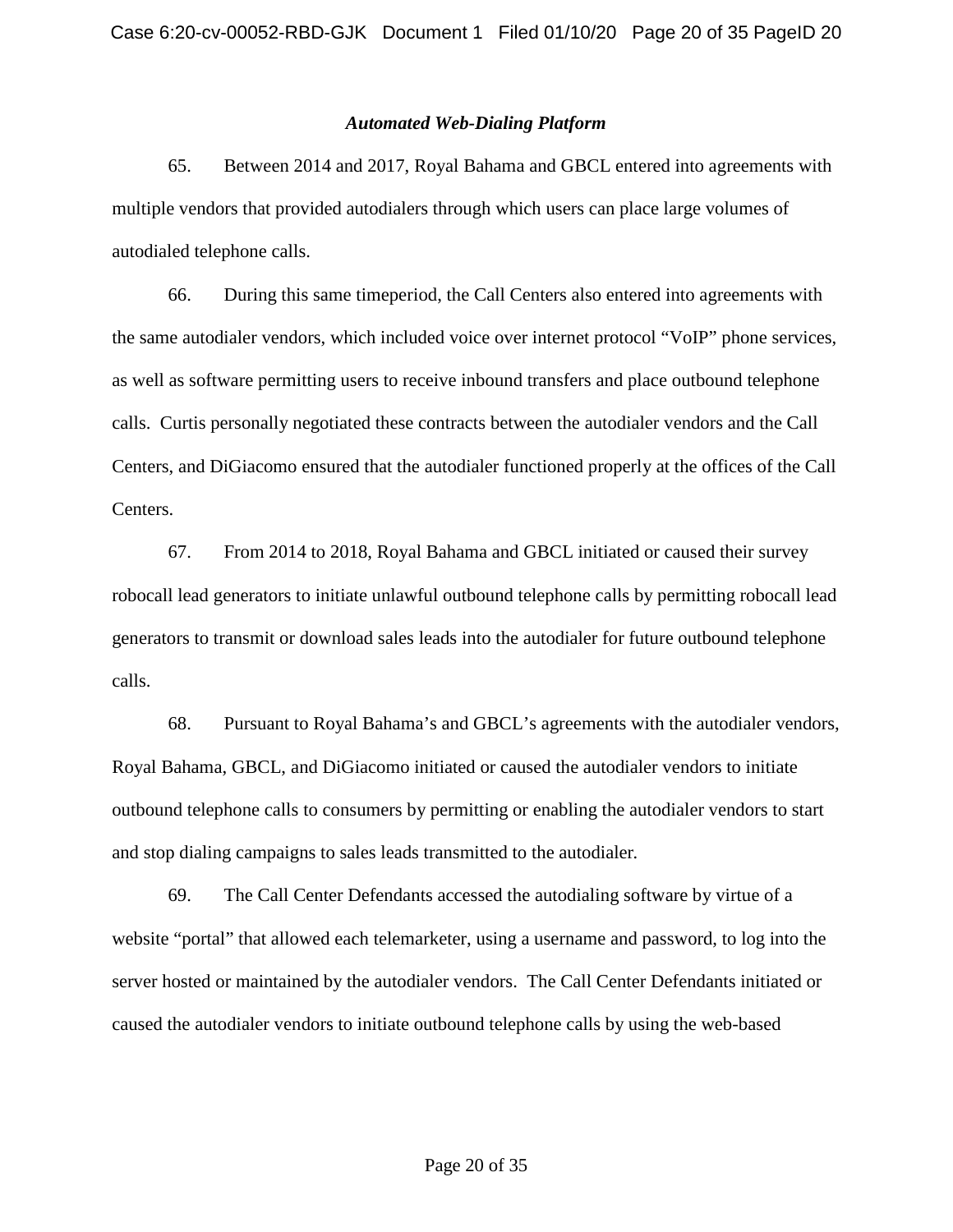*Automated Web-Dialing Platform*

65. Between 2014 and 2017, Royal Bahama and GBCL entered into agreements with multiple vendors that provided autodialers through which users can place large volumes of autodialed telephone calls.

66. During this same timeperiod, the Call Centers also entered into agreements with the same autodialer vendors, which included voice over internet protocol "VoIP" phone services, as well as software permitting users to receive inbound transfers and place outbound telephone calls. Curtis personally negotiated these contracts between the autodialer vendors and the Call Centers, and DiGiacomo ensured that the autodialer functioned properly at the offices of the Call Centers.

67. From 2014 to 2018, Royal Bahama and GBCL initiated or caused their survey robocall lead generators to initiate unlawful outbound telephone calls by permitting robocall lead generators to transmit or download sales leads into the autodialer for future outbound telephone calls.

68. Pursuant to Royal Bahama's and GBCL's agreements with the autodialer vendors, Royal Bahama, GBCL, and DiGiacomo initiated or caused the autodialer vendors to initiate outbound telephone calls to consumers by permitting or enabling the autodialer vendors to start and stop dialing campaigns to sales leads transmitted to the autodialer.

69. The Call Center Defendants accessed the autodialing software by virtue of a website "portal" that allowed each telemarketer, using a username and password, to log into the server hosted or maintained by the autodialer vendors. The Call Center Defendants initiated or caused the autodialer vendors to initiate outbound telephone calls by using the web-based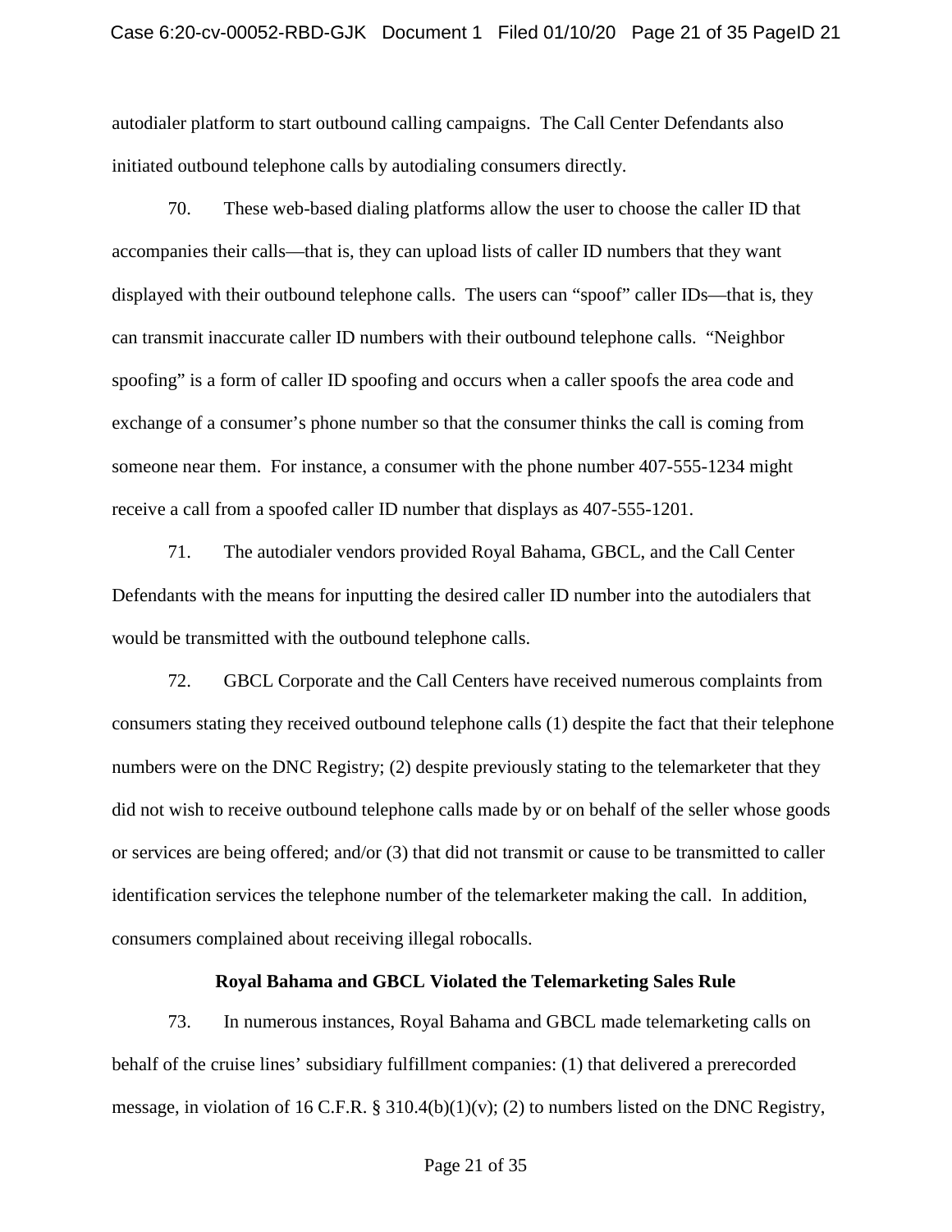autodialer platform to start outbound calling campaigns. The Call Center Defendants also initiated outbound telephone calls by autodialing consumers directly.

70. These web-based dialing platforms allow the user to choose the caller ID that accompanies their calls—that is, they can upload lists of caller ID numbers that they want displayed with their outbound telephone calls. The users can "spoof" caller IDs—that is, they can transmit inaccurate caller ID numbers with their outbound telephone calls. "Neighbor spoofing" is a form of caller ID spoofing and occurs when a caller spoofs the area code and exchange of a consumer's phone number so that the consumer thinks the call is coming from someone near them. For instance, a consumer with the phone number 407-555-1234 might receive a call from a spoofed caller ID number that displays as 407-555-1201.

71. The autodialer vendors provided Royal Bahama, GBCL, and the Call Center Defendants with the means for inputting the desired caller ID number into the autodialers that would be transmitted with the outbound telephone calls.

72. GBCL Corporate and the Call Centers have received numerous complaints from consumers stating they received outbound telephone calls (1) despite the fact that their telephone numbers were on the DNC Registry; (2) despite previously stating to the telemarketer that they did not wish to receive outbound telephone calls made by or on behalf of the seller whose goods or services are being offered; and/or (3) that did not transmit or cause to be transmitted to caller identification services the telephone number of the telemarketer making the call. In addition, consumers complained about receiving illegal robocalls.

### Royal Bahama and GBCL Violated the Telemarketing Sales Rule

73. In numerous instances, Royal Bahama and GBCL made telemarketing calls on behalf of the cruise lines' subsidiary fulfillment companies: (1) that delivered a prerecorded message, in violation of 16 C.F.R. § 310.4(b)(1)(v); (2) to numbers listed on the DNC Registry,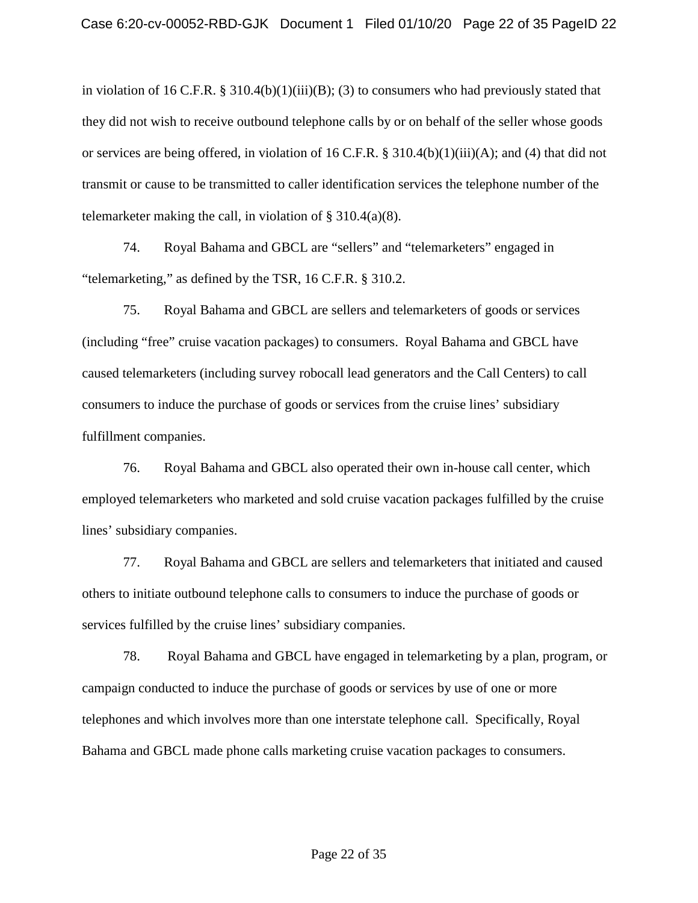in violation of 16 C.F.R. § 310.4(b)(1)(iii)(B); (3) to consumers who had previously stated that they did not wish to receive outbound telephone calls by or on behalf of the seller whose goods or services are being offered, in violation of 16 C.F.R. § 310.4(b)(1)(iii)(A); and (4) that did not transmit or cause to be transmitted to caller identification services the telephone number of the telemarketer making the call, in violation of § 310.4(a)(8).

74. Royal Bahama and GBCL are "sellers" and "telemarketers" engaged in "telemarketing," as defined by the TSR, 16 C.F.R. § 310.2.

75. Royal Bahama and GBCL are sellers and telemarketers of goods or services (including "free" cruise vacation packages) to consumers. Royal Bahama and GBCL have caused telemarketers (including survey robocall lead generators and the Call Centers) to call consumers to induce the purchase of goods or services from the cruise lines' subsidiary fulfillment companies.

76. Royal Bahama and GBCL also operated their own in-house call center, which employed telemarketers who marketed and sold cruise vacation packages fulfilled by the cruise lines' subsidiary companies.

77. Royal Bahama and GBCL are sellers and telemarketers that initiated and caused others to initiate outbound telephone calls to consumers to induce the purchase of goods or services fulfilled by the cruise lines' subsidiary companies.

78. Royal Bahama and GBCL have engaged in telemarketing by a plan, program, or campaign conducted to induce the purchase of goods or services by use of one or more telephones and which involves more than one interstate telephone call. Specifically, Royal Bahama and GBCL made phone calls marketing cruise vacation packages to consumers.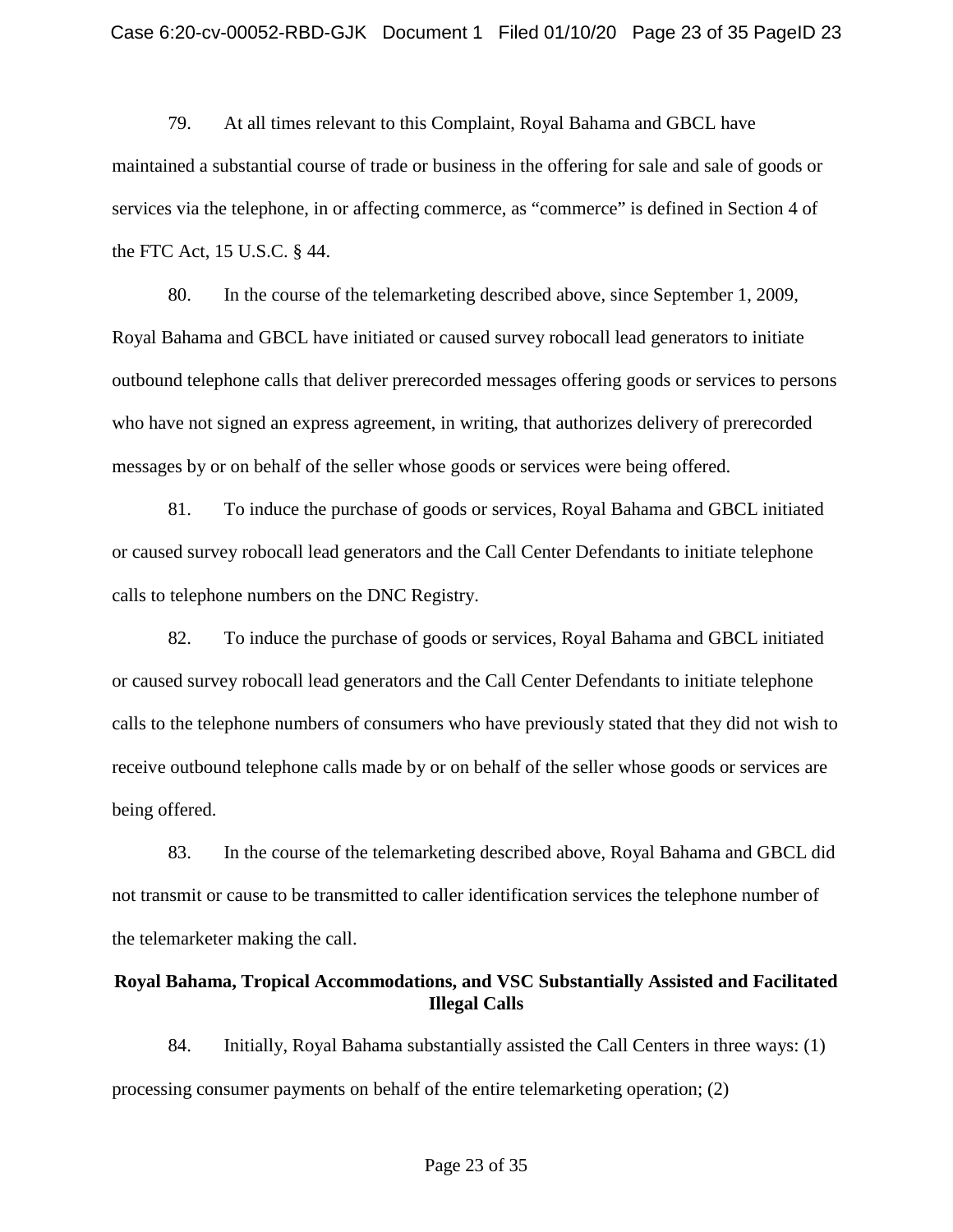79. At all times relevant to this Complaint, Royal Bahama and GBCL have maintained a substantial course of trade or business in the offering for sale and sale of goods or services via the telephone, in or affecting commerce, as "commerce" is defined in Section 4 of the FTC Act, 15 U.S.C. § 44.

80. In the course of the telemarketing described above, since September 1, 2009, Royal Bahama and GBCL have initiated or caused survey robocall lead generators to initiate outbound telephone calls that deliver prerecorded messages offering goods or services to persons who have not signed an express agreement, in writing, that authorizes delivery of prerecorded messages by or on behalf of the seller whose goods or services were being offered.

81. To induce the purchase of goods or services, Royal Bahama and GBCL initiated or caused survey robocall lead generators and the Call Center Defendants to initiate telephone calls to telephone numbers on the DNC Registry.

82. To induce the purchase of goods or services, Royal Bahama and GBCL initiated or caused survey robocall lead generators and the Call Center Defendants to initiate telephone calls to the telephone numbers of consumers who have previously stated that they did not wish to receive outbound telephone calls made by or on behalf of the seller whose goods or services are being offered.

83. In the course of the telemarketing described above, Royal Bahama and GBCL did not transmit or cause to be transmitted to caller identification services the telephone number of the telemarketer making the call.

**Royal Bahama, Tropical Accommodations, and VSC Substantially Assisted and Facilitated Illegal Calls**

84. Initially, Royal Bahama substantially assisted the Call Centers in three ways: (1) processing consumer payments on behalf of the entire telemarketing operation; (2)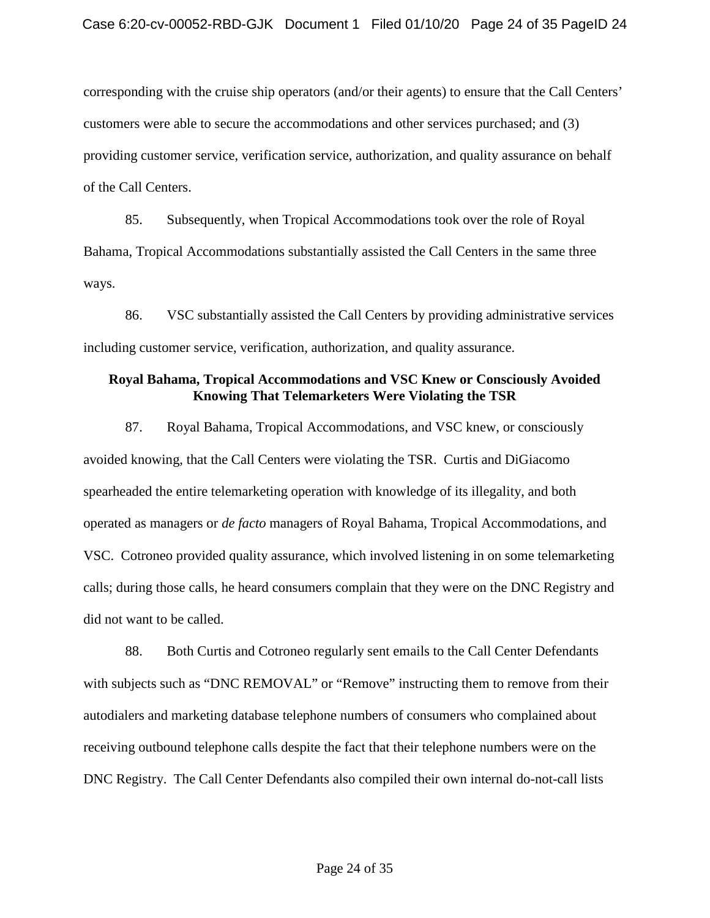corresponding with the cruise ship operators (and/or their agents) to ensure that the Call Centers' customers were able to secure the accommodations and other services purchased; and (3) providing customer service, verification service, authorization, and quality assurance on behalf of the Call Centers.

85. Subsequently, when Tropical Accommodations took over the role of Royal Bahama, Tropical Accommodations substantially assisted the Call Centers in the same three ways.

86. VSC substantially assisted the Call Centers by providing administrative services including customer service, verification, authorization, and quality assurance.

**Royal Bahama, Tropical Accommodations and VSC Knew or Consciously Avoided Knowing That Telemarketers Were Violating the TSR**

87. Royal Bahama, Tropical Accommodations, and VSC knew, or consciously avoided knowing, that the Call Centers were violating the TSR. Curtis and DiGiacomo spearheaded the entire telemarketing operation with knowledge of its illegality, and both operated as managers or *de facto* managers of Royal Bahama, Tropical Accommodations, and VSC. Cotroneo provided quality assurance, which involved listening in on some telemarketing calls; during those calls, he heard consumers complain that they were on the DNC Registry and did not want to be called.

88. Both Curtis and Cotroneo regularly sent emails to the Call Center Defendants with subjects such as "DNC REMOVAL" or "Remove" instructing them to remove from their autodialers and marketing database telephone numbers of consumers who complained about receiving outbound telephone calls despite the fact that their telephone numbers were on the DNC Registry. The Call Center Defendants also compiled their own internal do-not-call lists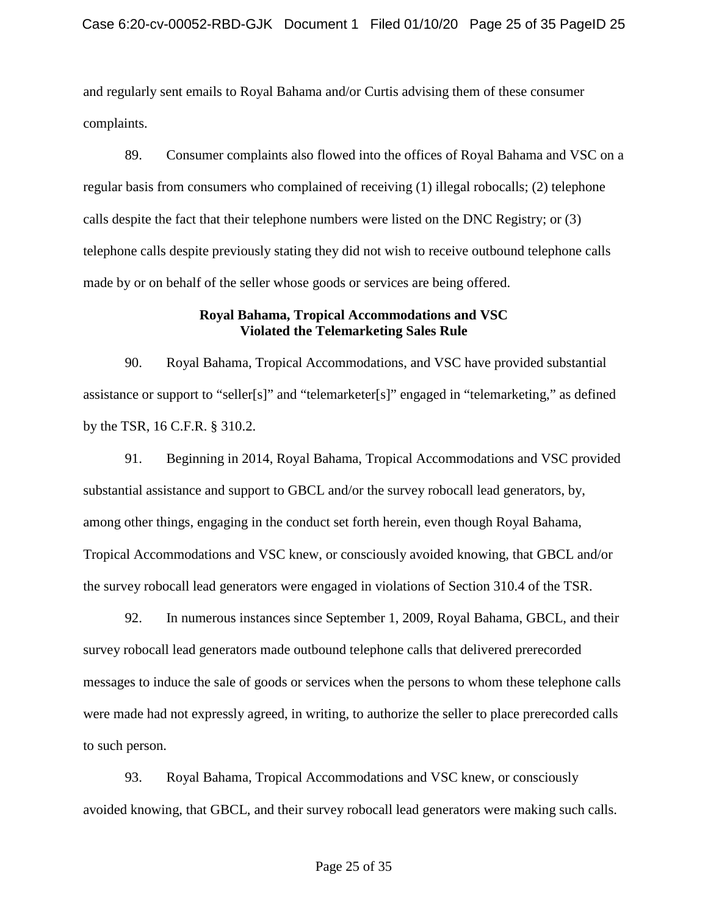and regularly sent emails to Royal Bahama and/or Curtis advising them of these consumer complaints.

89. Consumer complaints also flowed into the offices of Royal Bahama and VSC on a regular basis from consumers who complained of receiving (1) illegal robocalls; (2) telephone calls despite the fact that their telephone numbers were listed on the DNC Registry; or (3) telephone calls despite previously stating they did not wish to receive outbound telephone calls made by or on behalf of the seller whose goods or services are being offered.

**Royal Bahama, Tropical Accommodations and VSC Violated the Telemarketing Sales Rule**

90. Royal Bahama, Tropical Accommodations, and VSC have provided substantial assistance or support to "seller[s]" and "telemarketer[s]" engaged in "telemarketing," as defined by the TSR, 16 C.F.R. § 310.2.

91. Beginning in 2014, Royal Bahama, Tropical Accommodations and VSC provided substantial assistance and support to GBCL and/or the survey robocall lead generators, by, among other things, engaging in the conduct set forth herein, even though Royal Bahama, Tropical Accommodations and VSC knew, or consciously avoided knowing, that GBCL and/or the survey robocall lead generators were engaged in violations of Section 310.4 of the TSR.

92. In numerous instances since September 1, 2009, Royal Bahama, GBCL, and their survey robocall lead generators made outbound telephone calls that delivered prerecorded messages to induce the sale of goods or services when the persons to whom these telephone calls were made had not expressly agreed, in writing, to authorize the seller to place prerecorded calls to such person.

93. Royal Bahama, Tropical Accommodations and VSC knew, or consciously avoided knowing, that GBCL, and their survey robocall lead generators were making such calls.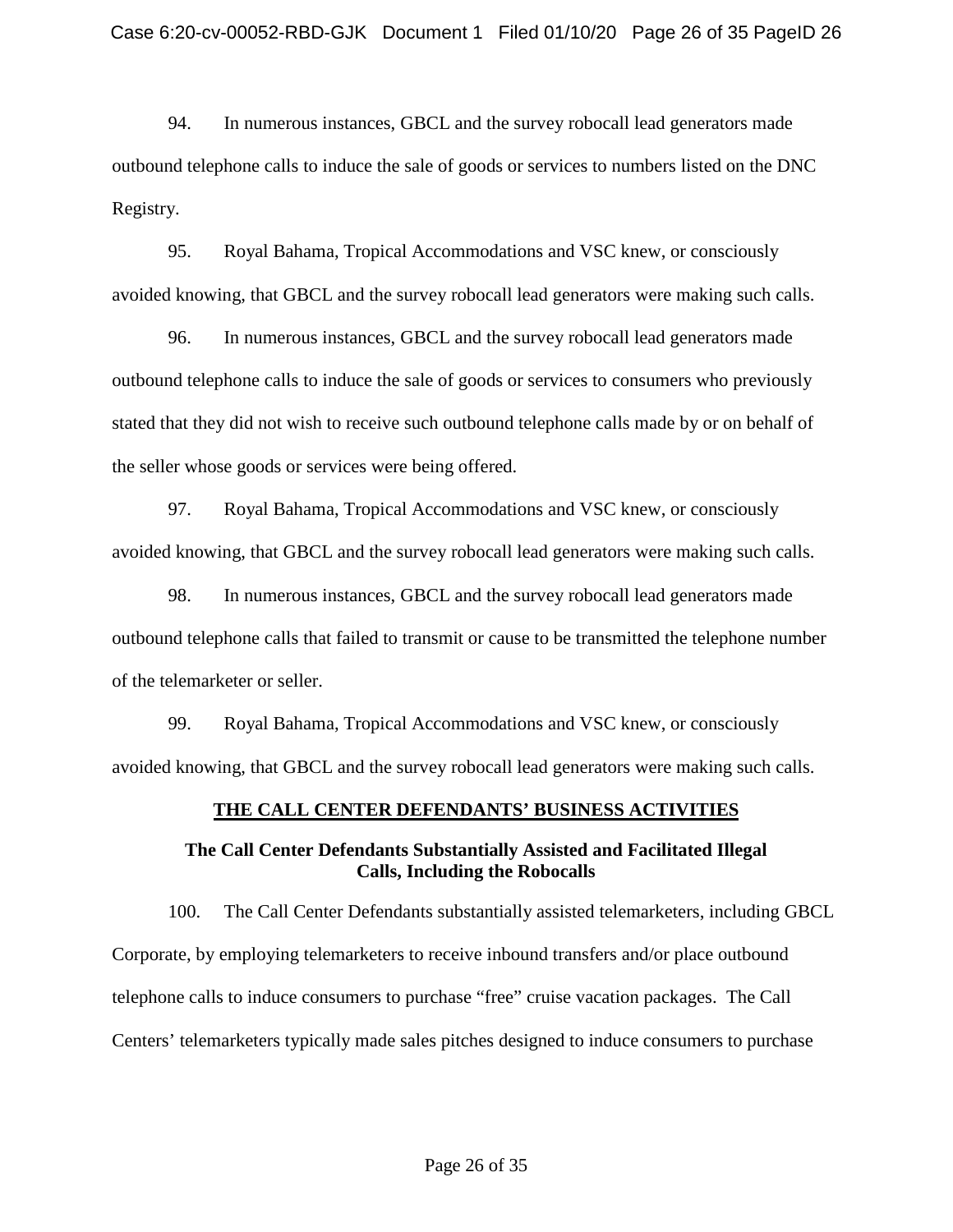94. In numerous instances, GBCL and the survey robocall lead generators made outbound telephone calls to induce the sale of goods or services to numbers listed on the DNC Registry.

95. Royal Bahama, Tropical Accommodations and VSC knew, or consciously avoided knowing, that GBCL and the survey robocall lead generators were making such calls.

96. In numerous instances, GBCL and the survey robocall lead generators made outbound telephone calls to induce the sale of goods or services to consumers who previously stated that they did not wish to receive such outbound telephone calls made by or on behalf of the seller whose goods or services were being offered.

97. Royal Bahama, Tropical Accommodations and VSC knew, or consciously avoided knowing, that GBCL and the survey robocall lead generators were making such calls.

98. In numerous instances, GBCL and the survey robocall lead generators made outbound telephone calls that failed to transmit or cause to be transmitted the telephone number of the telemarketer or seller.

99. Royal Bahama, Tropical Accommodations and VSC knew, or consciously avoided knowing, that GBCL and the survey robocall lead generators were making such calls.

## THE CALL CENTER DEFENDANTS' BUSINESS ACTIVITIES

### The Call Center Defendants Substantially Assisted and Facilitated Illegal Calls, Including the Robocalls

100. The Call Center Defendants substantially assisted telemarketers, including GBCL Corporate, by employing telemarketers to receive inbound transfers and/or place outbound telephone calls to induce consumers to purchase "free" cruise vacation packages. The Call Centers' telemarketers typically made sales pitches designed to induce consumers to purchase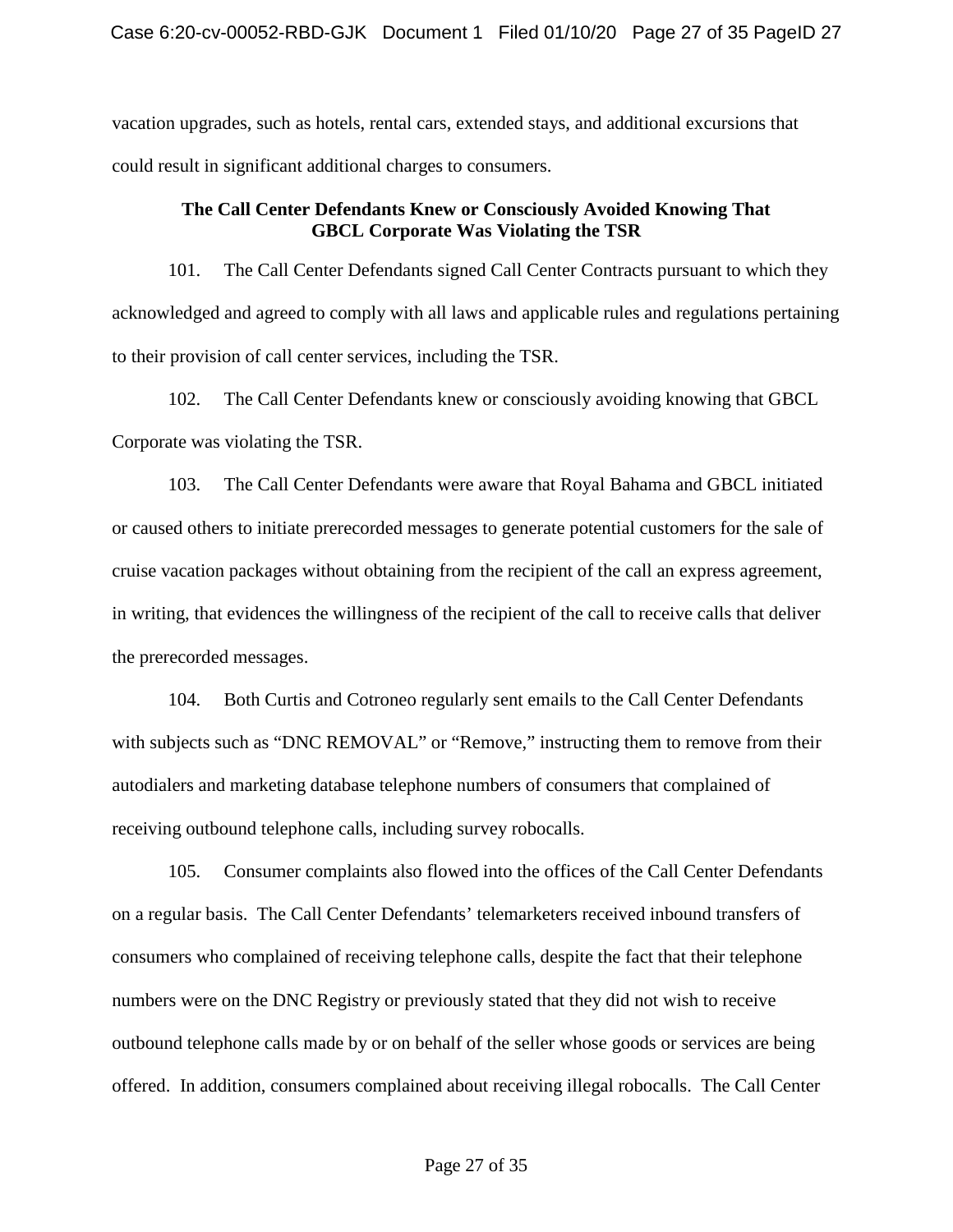vacation upgrades, such as hotels, rental cars, extended stays, and additional excursions that could result in significant additional charges to consumers.

### The Call Center Defendants Knew or Consciously Avoided Knowing That GBCL Corporate Was Violating the TSR

101. The Call Center Defendants signed Call Center Contracts pursuant to which they acknowledged and agreed to comply with all laws and applicable rules and regulations pertaining to their provision of call center services, including the TSR.

102. The Call Center Defendants knew or consciously avoiding knowing that GBCL Corporate was violating the TSR.

103. The Call Center Defendants were aware that Royal Bahama and GBCL initiated or caused others to initiate prerecorded messages to generate potential customers for the sale of cruise vacation packages without obtaining from the recipient of the call an express agreement, in writing, that evidences the willingness of the recipient of the call to receive calls that deliver the prerecorded messages.

104. Both Curtis and Cotroneo regularly sent emails to the Call Center Defendants with subjects such as "DNC REMOVAL" or "Remove," instructing them to remove from their autodialers and marketing database telephone numbers of consumers that complained of receiving outbound telephone calls, including survey robocalls.

105. Consumer complaints also flowed into the offices of the Call Center Defendants on a regular basis. The Call Center Defendants' telemarketers received inbound transfers of consumers who complained of receiving telephone calls, despite the fact that their telephone numbers were on the DNC Registry or previously stated that they did not wish to receive outbound telephone calls made by or on behalf of the seller whose goods or services are being offered. In addition, consumers complained about receiving illegal robocalls. The Call Center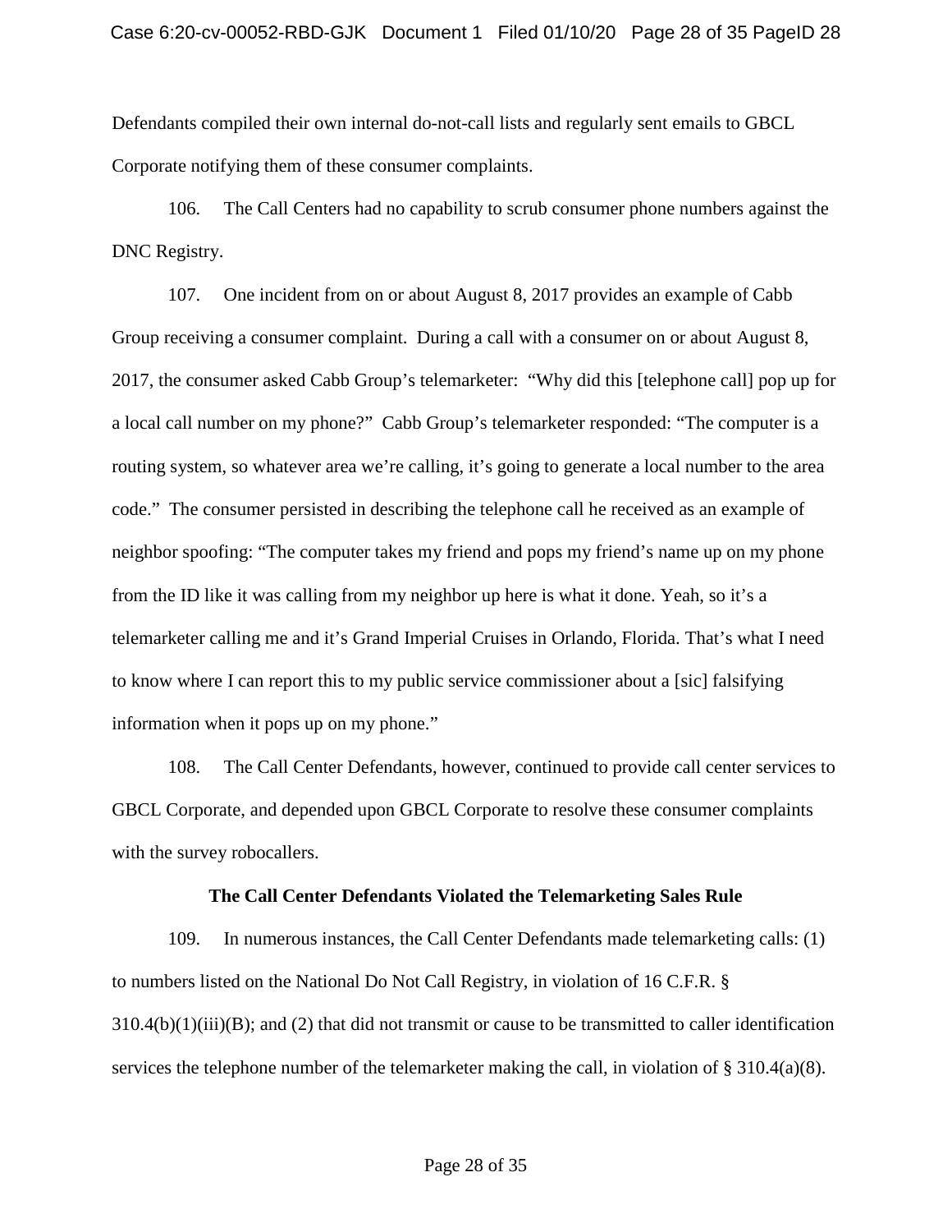Defendants compiled their own internal do-not-call lists and regularly sent emails to GBCL Corporate notifying them of these consumer complaints.

106. The Call Centers had no capability to scrub consumer phone numbers against the DNC Registry.

107. One incident from on or about August 8, 2017 provides an example of Cabb Group receiving a consumer complaint. During a call with a consumer on or about August 8, 2017, the consumer asked Cabb Group's telemarketer: "Why did this [telephone call] pop up for a local call number on my phone?" Cabb Group's telemarketer responded: "The computer is a routing system, so whatever area we're calling, it's going to generate a local number to the area code." The consumer persisted in describing the telephone call he received as an example of neighbor spoofing: "The computer takes my friend and pops my friend's name up on my phone from the ID like it was calling from my neighbor up here is what it done. Yeah, so it's a telemarketer calling me and it's Grand Imperial Cruises in Orlando, Florida. That's what I need to know where I can report this to my public service commissioner about a [sic] falsifying information when it pops up on my phone."

108. The Call Center Defendants, however, continued to provide call center services to GBCL Corporate, and depended upon GBCL Corporate to resolve these consumer complaints with the survey robocallers.

**The Call Center Defendants Violated the Telemarketing Sales Rule**

109. In numerous instances, the Call Center Defendants made telemarketing calls: (1) to numbers listed on the National Do Not Call Registry, in violation of 16 C.F.R. § 310.4(b)(1)(iii)(B); and (2) that did not transmit or cause to be transmitted to caller identification services the telephone number of the telemarketer making the call, in violation of § 310.4(a)(8).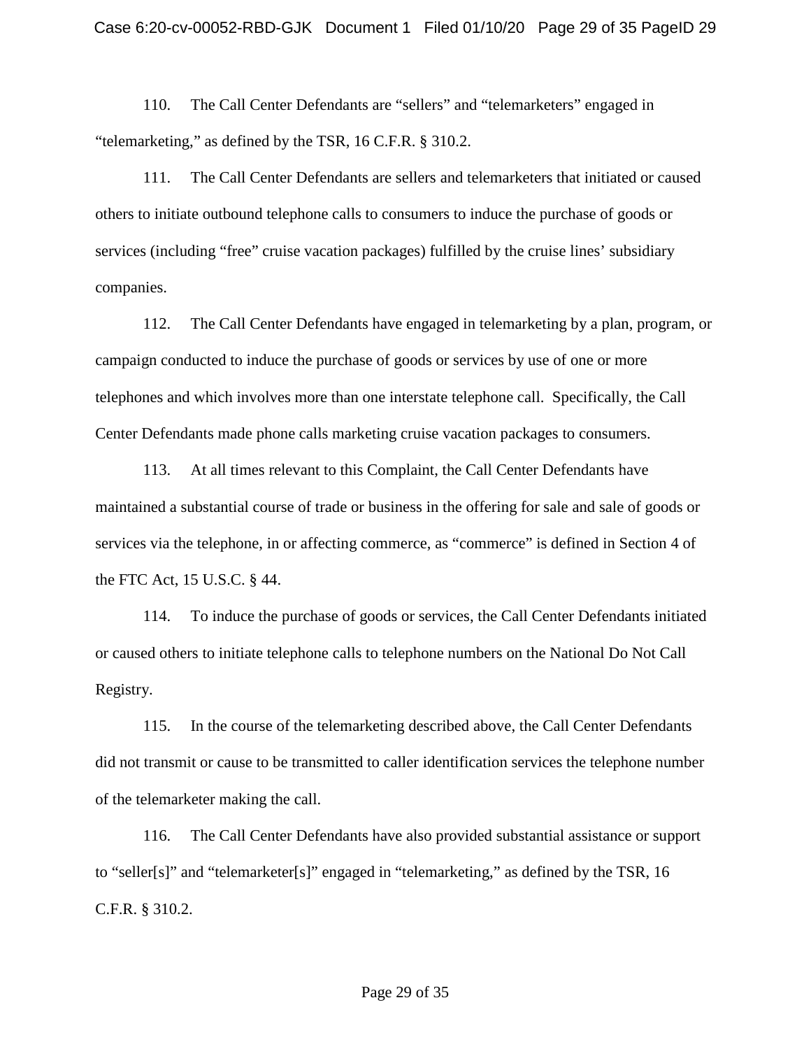110. The Call Center Defendants are "sellers" and "telemarketers" engaged in "telemarketing," as defined by the TSR, 16 C.F.R. § 310.2.

111. The Call Center Defendants are sellers and telemarketers that initiated or caused others to initiate outbound telephone calls to consumers to induce the purchase of goods or services (including "free" cruise vacation packages) fulfilled by the cruise lines' subsidiary companies.

112. The Call Center Defendants have engaged in telemarketing by a plan, program, or campaign conducted to induce the purchase of goods or services by use of one or more telephones and which involves more than one interstate telephone call. Specifically, the Call Center Defendants made phone calls marketing cruise vacation packages to consumers.

113. At all times relevant to this Complaint, the Call Center Defendants have maintained a substantial course of trade or business in the offering for sale and sale of goods or services via the telephone, in or affecting commerce, as "commerce" is defined in Section 4 of the FTC Act, 15 U.S.C. § 44.

114. To induce the purchase of goods or services, the Call Center Defendants initiated or caused others to initiate telephone calls to telephone numbers on the National Do Not Call Registry.

115. In the course of the telemarketing described above, the Call Center Defendants did not transmit or cause to be transmitted to caller identification services the telephone number of the telemarketer making the call.

116. The Call Center Defendants have also provided substantial assistance or support to "seller[s]" and "telemarketer[s]" engaged in "telemarketing," as defined by the TSR, 16 C.F.R. § 310.2.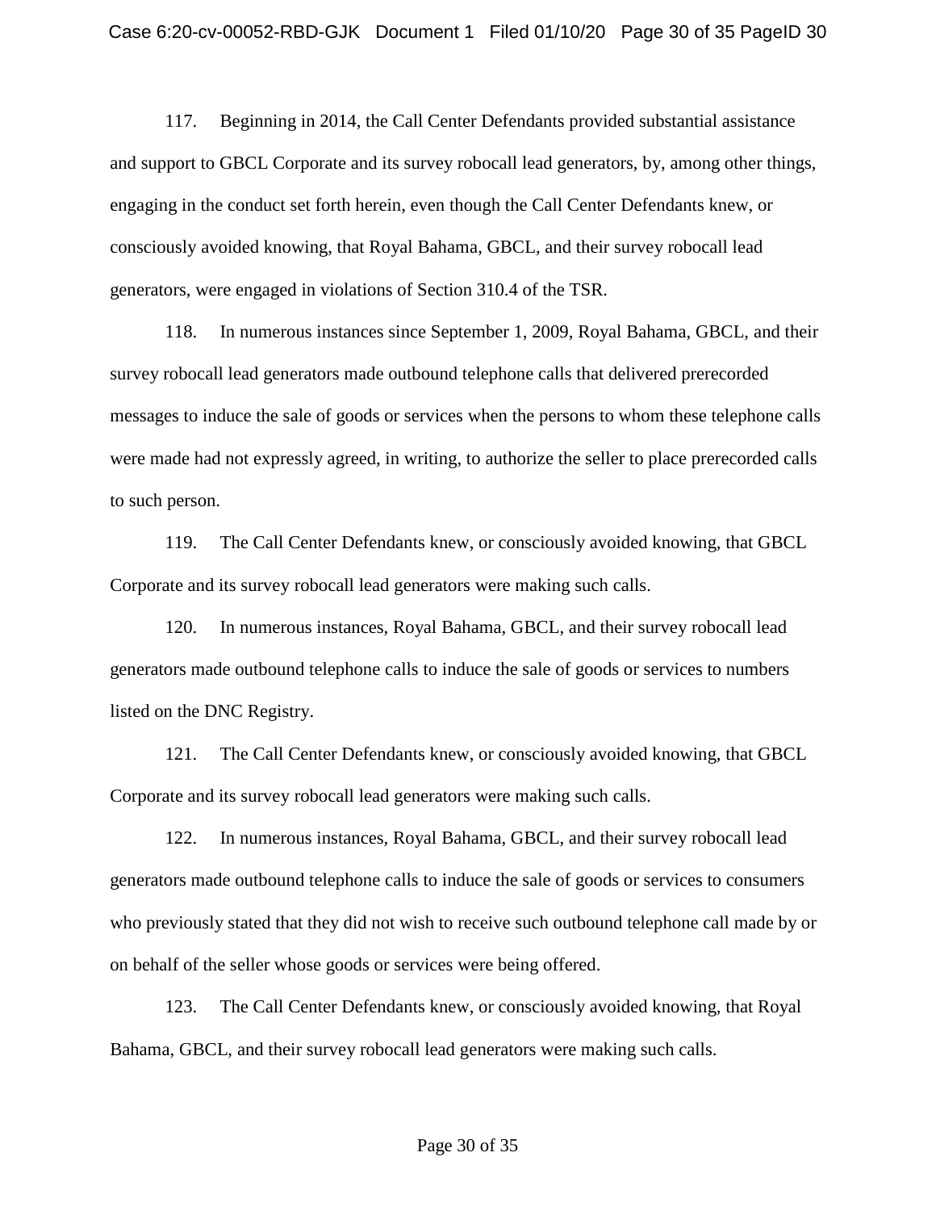117. Beginning in 2014, the Call Center Defendants provided substantial assistance and support to GBCL Corporate and its survey robocall lead generators, by, among other things, engaging in the conduct set forth herein, even though the Call Center Defendants knew, or consciously avoided knowing, that Royal Bahama, GBCL, and their survey robocall lead generators, were engaged in violations of Section 310.4 of the TSR.

118. In numerous instances since September 1, 2009, Royal Bahama, GBCL, and their survey robocall lead generators made outbound telephone calls that delivered prerecorded messages to induce the sale of goods or services when the persons to whom these telephone calls were made had not expressly agreed, in writing, to authorize the seller to place prerecorded calls to such person.

119. The Call Center Defendants knew, or consciously avoided knowing, that GBCL Corporate and its survey robocall lead generators were making such calls.

120. In numerous instances, Royal Bahama, GBCL, and their survey robocall lead generators made outbound telephone calls to induce the sale of goods or services to numbers listed on the DNC Registry.

121. The Call Center Defendants knew, or consciously avoided knowing, that GBCL Corporate and its survey robocall lead generators were making such calls.

122. In numerous instances, Royal Bahama, GBCL, and their survey robocall lead generators made outbound telephone calls to induce the sale of goods or services to consumers who previously stated that they did not wish to receive such outbound telephone call made by or on behalf of the seller whose goods or services were being offered.

123. The Call Center Defendants knew, or consciously avoided knowing, that Royal Bahama, GBCL, and their survey robocall lead generators were making such calls.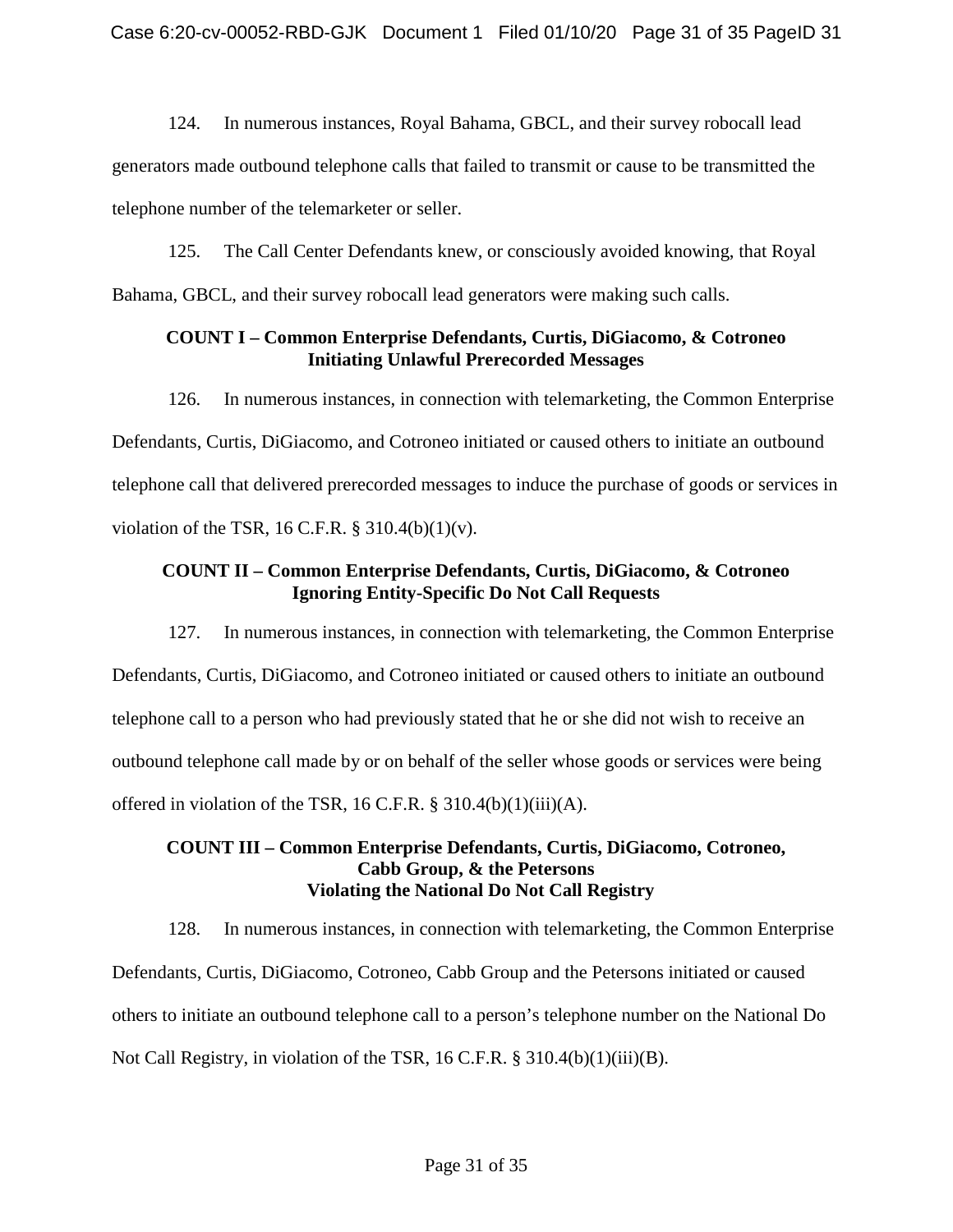124. In numerous instances, Royal Bahama, GBCL, and their survey robocall lead generators made outbound telephone calls that failed to transmit or cause to be transmitted the telephone number of the telemarketer or seller.

125. The Call Center Defendants knew, or consciously avoided knowing, that Royal Bahama, GBCL, and their survey robocall lead generators were making such calls.

**COUNT I – Common Enterprise Defendants, Curtis, DiGiacomo, & Cotroneo**
**Initiating Unlawful Prerecorded Messages**

126. In numerous instances, in connection with telemarketing, the Common Enterprise Defendants, Curtis, DiGiacomo, and Cotroneo initiated or caused others to initiate an outbound telephone call that delivered prerecorded messages to induce the purchase of goods or services in violation of the TSR, 16 C.F.R. § 310.4(b)(1)(v).

**COUNT II – Common Enterprise Defendants, Curtis, DiGiacomo, & Cotroneo**
**Ignoring Entity-Specific Do Not Call Requests**

127. In numerous instances, in connection with telemarketing, the Common Enterprise Defendants, Curtis, DiGiacomo, and Cotroneo initiated or caused others to initiate an outbound telephone call to a person who had previously stated that he or she did not wish to receive an outbound telephone call made by or on behalf of the seller whose goods or services were being offered in violation of the TSR, 16 C.F.R. § 310.4(b)(1)(iii)(A).

**COUNT III – Common Enterprise Defendants, Curtis, DiGiacomo, Cotroneo, Cabb Group, & the Petersons**
**Violating the National Do Not Call Registry**

128. In numerous instances, in connection with telemarketing, the Common Enterprise Defendants, Curtis, DiGiacomo, Cotroneo, Cabb Group and the Petersons initiated or caused others to initiate an outbound telephone call to a person's telephone number on the National Do Not Call Registry, in violation of the TSR, 16 C.F.R. § 310.4(b)(1)(iii)(B).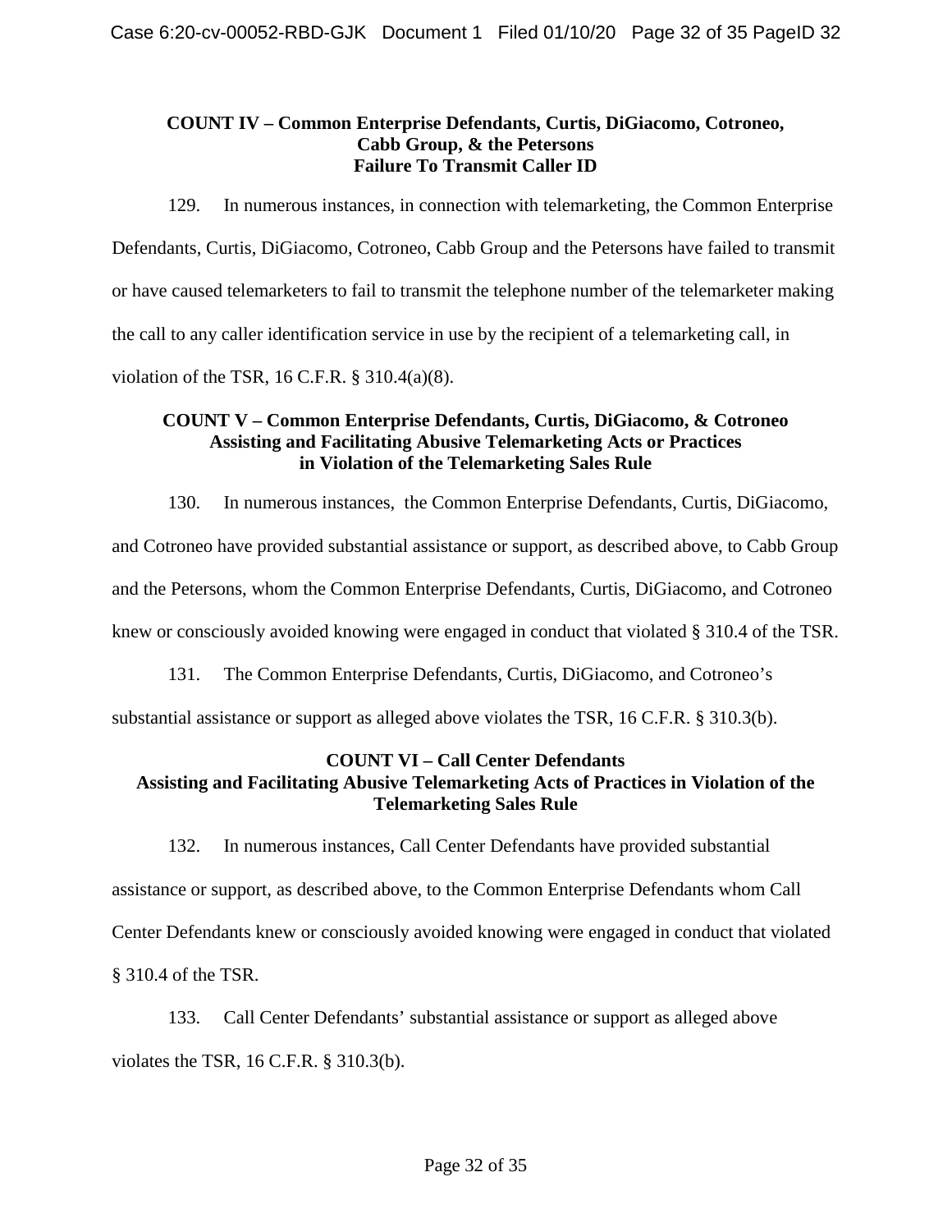**COUNT IV – Common Enterprise Defendants, Curtis, DiGiacomo, Cotroneo, Cabb Group, & the Petersons**
**Failure To Transmit Caller ID**

129. In numerous instances, in connection with telemarketing, the Common Enterprise Defendants, Curtis, DiGiacomo, Cotroneo, Cabb Group and the Petersons have failed to transmit or have caused telemarketers to fail to transmit the telephone number of the telemarketer making the call to any caller identification service in use by the recipient of a telemarketing call, in violation of the TSR, 16 C.F.R. § 310.4(a)(8).

**COUNT V – Common Enterprise Defendants, Curtis, DiGiacomo, & Cotroneo**
**Assisting and Facilitating Abusive Telemarketing Acts or Practices in Violation of the Telemarketing Sales Rule**

130. In numerous instances, the Common Enterprise Defendants, Curtis, DiGiacomo, and Cotroneo have provided substantial assistance or support, as described above, to Cabb Group and the Petersons, whom the Common Enterprise Defendants, Curtis, DiGiacomo, and Cotroneo knew or consciously avoided knowing were engaged in conduct that violated § 310.4 of the TSR.

131. The Common Enterprise Defendants, Curtis, DiGiacomo, and Cotroneo's substantial assistance or support as alleged above violates the TSR, 16 C.F.R. § 310.3(b).

**COUNT VI – Call Center Defendants**
**Assisting and Facilitating Abusive Telemarketing Acts of Practices in Violation of the Telemarketing Sales Rule**

132. In numerous instances, Call Center Defendants have provided substantial assistance or support, as described above, to the Common Enterprise Defendants whom Call Center Defendants knew or consciously avoided knowing were engaged in conduct that violated § 310.4 of the TSR.

133. Call Center Defendants' substantial assistance or support as alleged above violates the TSR, 16 C.F.R. § 310.3(b).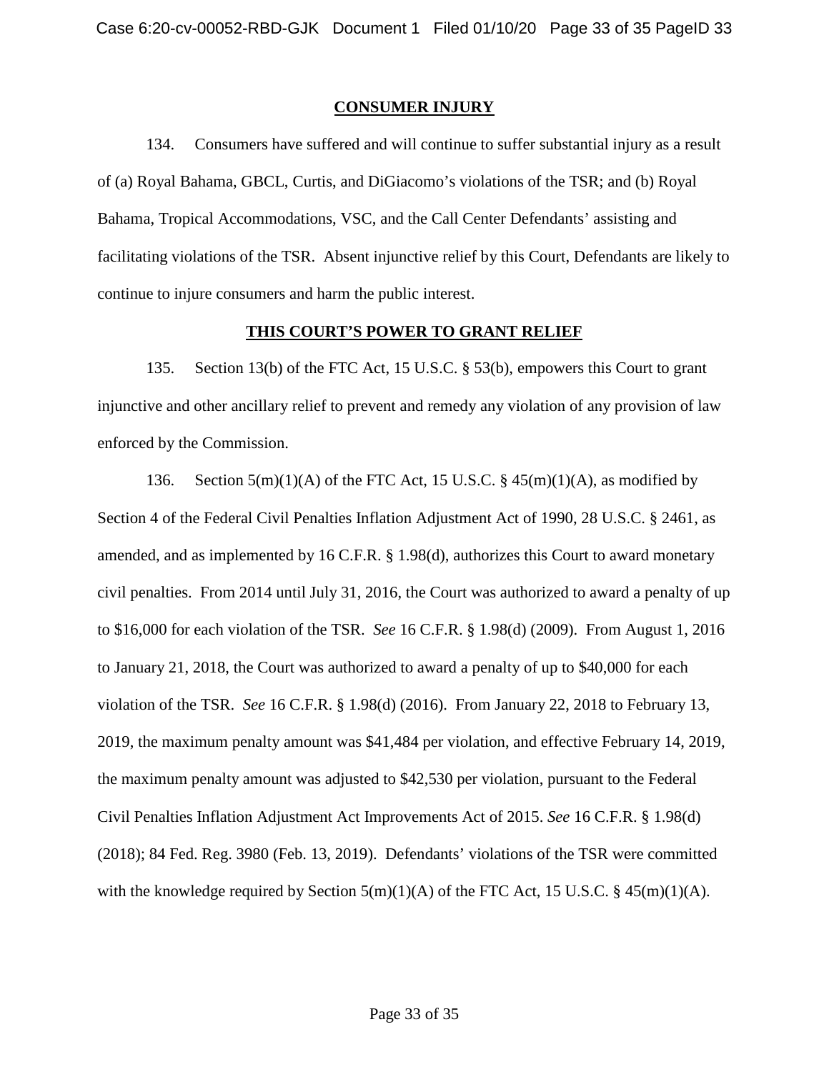## CONSUMER INJURY

134. Consumers have suffered and will continue to suffer substantial injury as a result of (a) Royal Bahama, GBCL, Curtis, and DiGiacomo's violations of the TSR; and (b) Royal Bahama, Tropical Accommodations, VSC, and the Call Center Defendants' assisting and facilitating violations of the TSR. Absent injunctive relief by this Court, Defendants are likely to continue to injure consumers and harm the public interest.

## THIS COURT'S POWER TO GRANT RELIEF

135. Section 13(b) of the FTC Act, 15 U.S.C. § 53(b), empowers this Court to grant injunctive and other ancillary relief to prevent and remedy any violation of any provision of law enforced by the Commission.

136. Section 5(m)(1)(A) of the FTC Act, 15 U.S.C. § 45(m)(1)(A), as modified by Section 4 of the Federal Civil Penalties Inflation Adjustment Act of 1990, 28 U.S.C. § 2461, as amended, and as implemented by 16 C.F.R. § 1.98(d), authorizes this Court to award monetary civil penalties. From 2014 until July 31, 2016, the Court was authorized to award a penalty of up to $16,000 for each violation of the TSR. *See* 16 C.F.R. § 1.98(d) (2009). From August 1, 2016 to January 21, 2018, the Court was authorized to award a penalty of up to $40,000 for each violation of the TSR. *See* 16 C.F.R. § 1.98(d) (2016). From January 22, 2018 to February 13, 2019, the maximum penalty amount was $41,484 per violation, and effective February 14, 2019, the maximum penalty amount was adjusted to $42,530 per violation, pursuant to the Federal Civil Penalties Inflation Adjustment Act Improvements Act of 2015. *See* 16 C.F.R. § 1.98(d) (2018); 84 Fed. Reg. 3980 (Feb. 13, 2019). Defendants' violations of the TSR were committed with the knowledge required by Section 5(m)(1)(A) of the FTC Act, 15 U.S.C. § 45(m)(1)(A).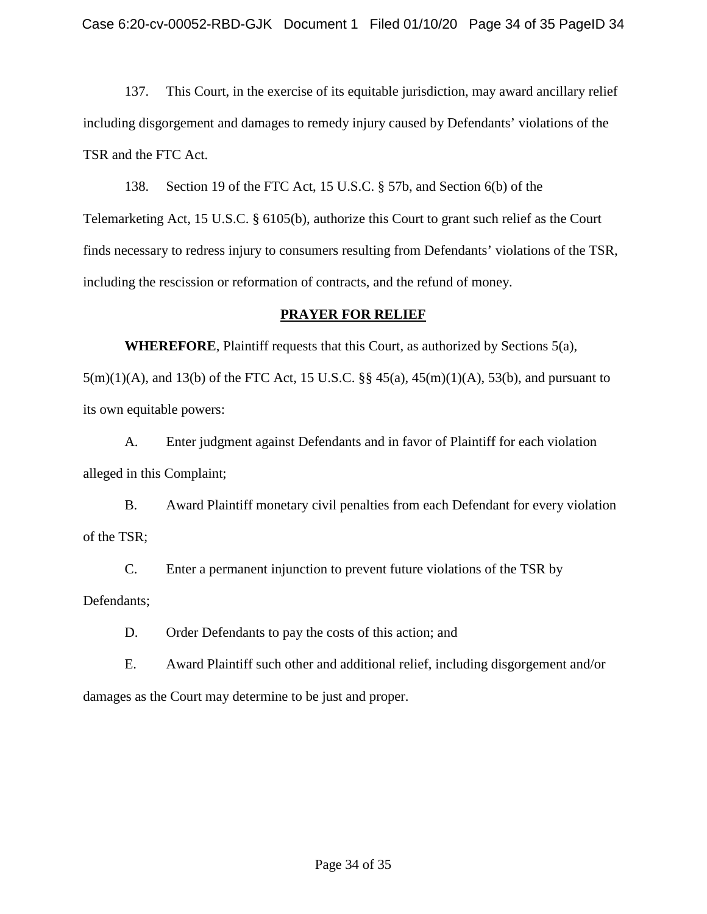137. This Court, in the exercise of its equitable jurisdiction, may award ancillary relief including disgorgement and damages to remedy injury caused by Defendants' violations of the TSR and the FTC Act.

138. Section 19 of the FTC Act, 15 U.S.C. § 57b, and Section 6(b) of the Telemarketing Act, 15 U.S.C. § 6105(b), authorize this Court to grant such relief as the Court finds necessary to redress injury to consumers resulting from Defendants' violations of the TSR, including the rescission or reformation of contracts, and the refund of money.

## PRAYER FOR RELIEF

**WHEREFORE**, Plaintiff requests that this Court, as authorized by Sections 5(a), 5(m)(1)(A), and 13(b) of the FTC Act, 15 U.S.C. §§ 45(a), 45(m)(1)(A), 53(b), and pursuant to its own equitable powers:

A. Enter judgment against Defendants and in favor of Plaintiff for each violation alleged in this Complaint;

B. Award Plaintiff monetary civil penalties from each Defendant for every violation of the TSR;

C. Enter a permanent injunction to prevent future violations of the TSR by Defendants;

D. Order Defendants to pay the costs of this action; and

E. Award Plaintiff such other and additional relief, including disgorgement and/or damages as the Court may determine to be just and proper.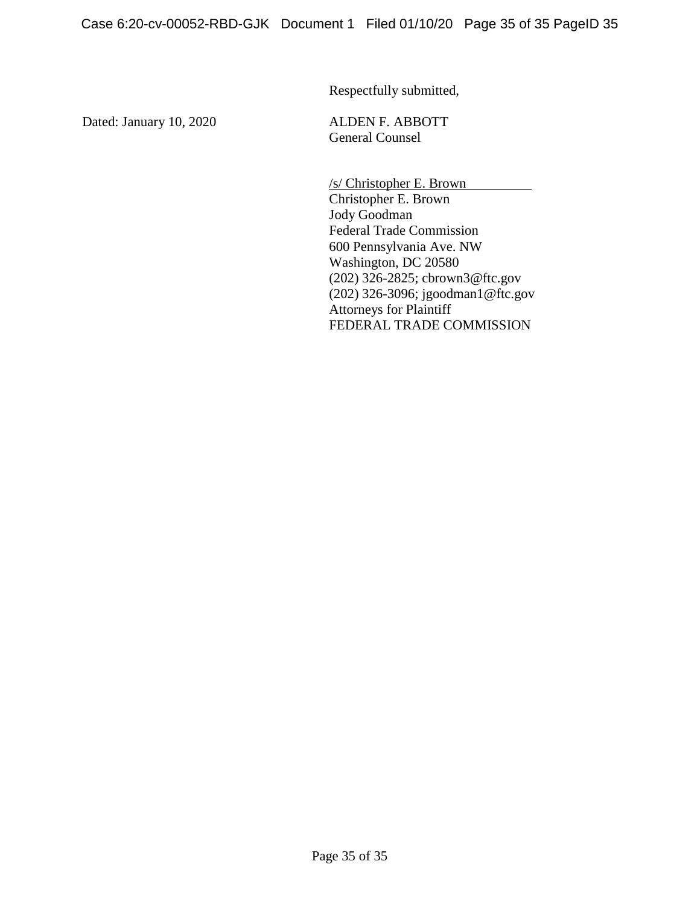Respectfully submitted,

Dated: January 10, 2020

ALDEN F. ABBOTT
General Counsel

/s/ Christopher E. Brown
Christopher E. Brown
Jody Goodman
Federal Trade Commission
600 Pennsylvania Ave. NW
Washington, DC 20580
(202) 326-2825; cbrown3@ftc.gov
(202) 326-3096; jgoodman1@ftc.gov
Attorneys for Plaintiff
FEDERAL TRADE COMMISSION